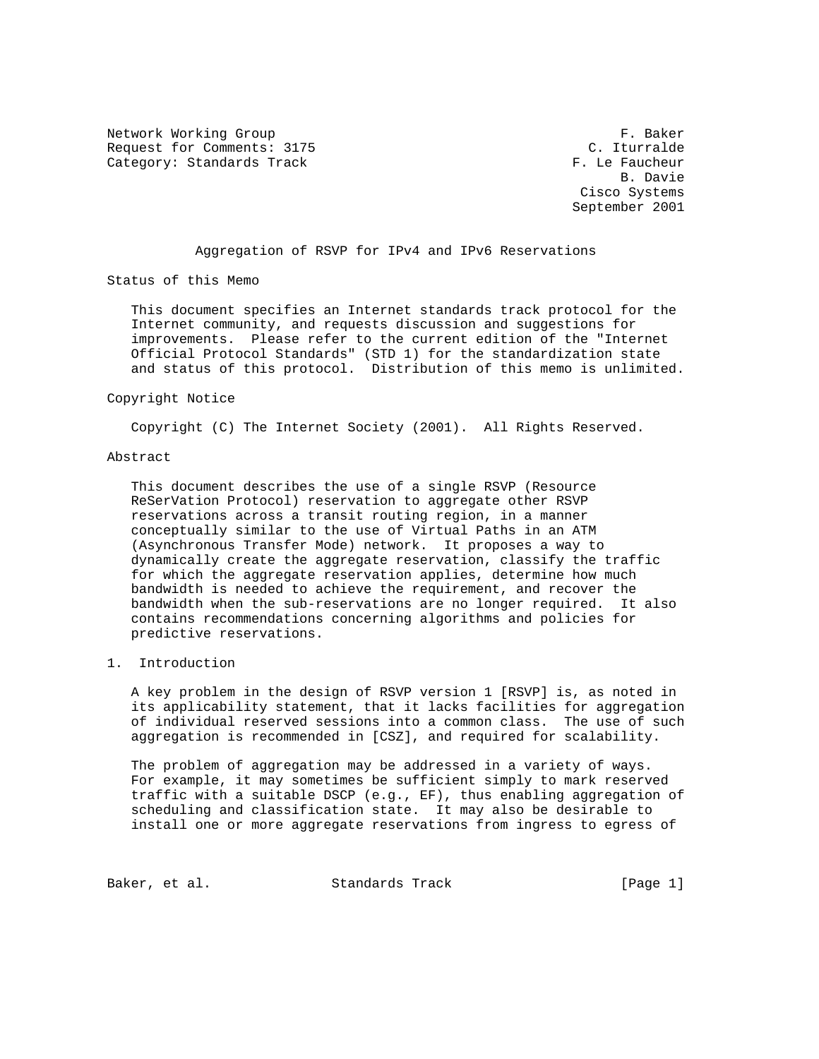Network Working Group F. Baker
Request for Comments: 3175 C. Iturralde
Category: Standards Track F. Le Faucheur
B. Davie
Cisco Systems
September 2001

# Aggregation of RSVP for IPv4 and IPv6 Reservations

## Status of this Memo

This document specifies an Internet standards track protocol for the Internet community, and requests discussion and suggestions for improvements. Please refer to the current edition of the "Internet Official Protocol Standards" (STD 1) for the standardization state and status of this protocol. Distribution of this memo is unlimited.

## Copyright Notice

Copyright (C) The Internet Society (2001). All Rights Reserved.

## Abstract

This document describes the use of a single RSVP (Resource ReSerVation Protocol) reservation to aggregate other RSVP reservations across a transit routing region, in a manner conceptually similar to the use of Virtual Paths in an ATM (Asynchronous Transfer Mode) network. It proposes a way to dynamically create the aggregate reservation, classify the traffic for which the aggregate reservation applies, determine how much bandwidth is needed to achieve the requirement, and recover the bandwidth when the sub-reservations are no longer required. It also contains recommendations concerning algorithms and policies for predictive reservations.

## 1. Introduction

A key problem in the design of RSVP version 1 [RSVP] is, as noted in its applicability statement, that it lacks facilities for aggregation of individual reserved sessions into a common class. The use of such aggregation is recommended in [CSZ], and required for scalability.

The problem of aggregation may be addressed in a variety of ways. For example, it may sometimes be sufficient simply to mark reserved traffic with a suitable DSCP (e.g., EF), thus enabling aggregation of scheduling and classification state. It may also be desirable to install one or more aggregate reservations from ingress to egress of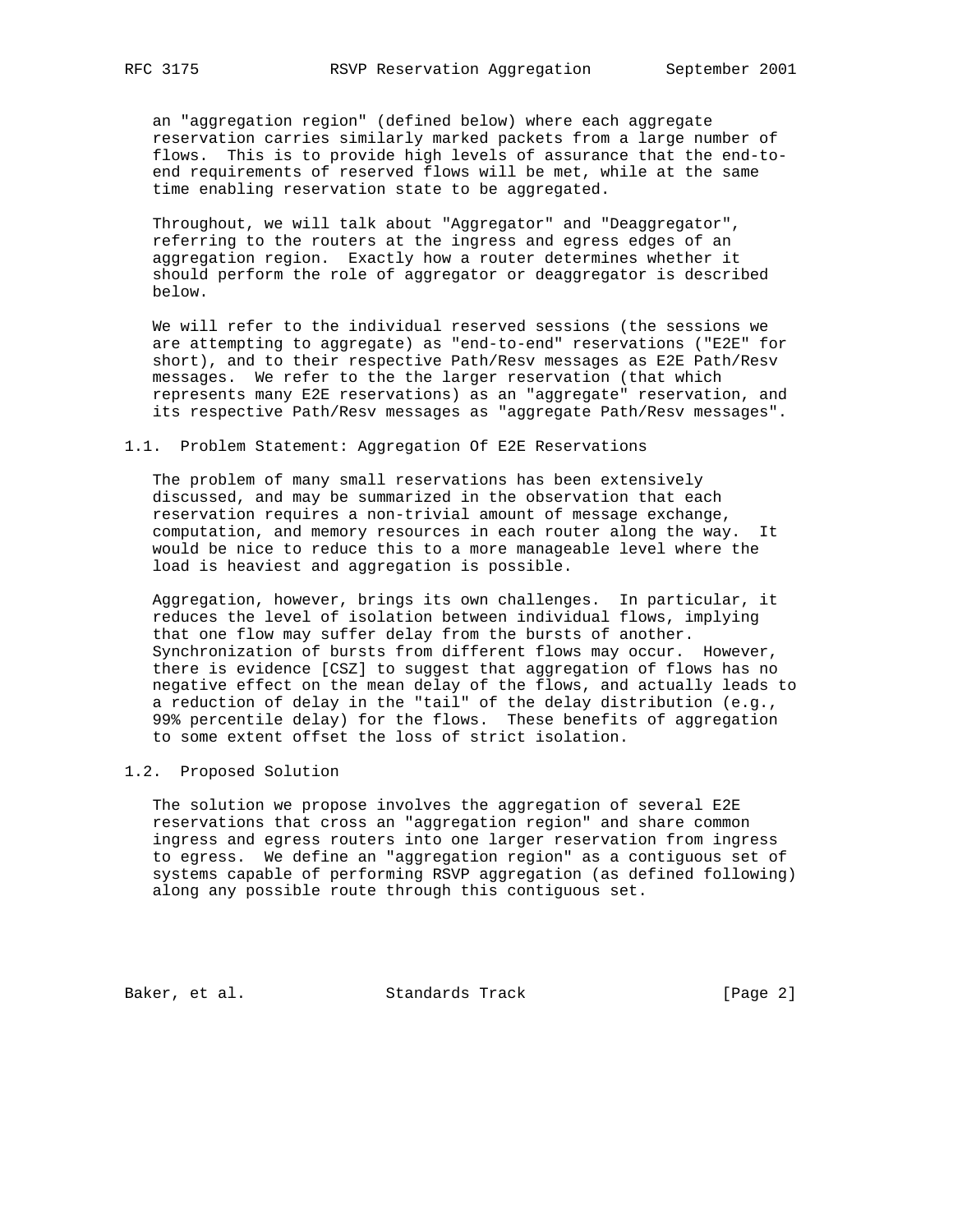an "aggregation region" (defined below) where each aggregate reservation carries similarly marked packets from a large number of flows. This is to provide high levels of assurance that the end-to-end requirements of reserved flows will be met, while at the same time enabling reservation state to be aggregated.

Throughout, we will talk about "Aggregator" and "Deaggregator", referring to the routers at the ingress and egress edges of an aggregation region. Exactly how a router determines whether it should perform the role of aggregator or deaggregator is described below.

We will refer to the individual reserved sessions (the sessions we are attempting to aggregate) as "end-to-end" reservations ("E2E" for short), and to their respective Path/Resv messages as E2E Path/Resv messages. We refer to the the larger reservation (that which represents many E2E reservations) as an "aggregate" reservation, and its respective Path/Resv messages as "aggregate Path/Resv messages".

## 1.1. Problem Statement: Aggregation Of E2E Reservations

The problem of many small reservations has been extensively discussed, and may be summarized in the observation that each reservation requires a non-trivial amount of message exchange, computation, and memory resources in each router along the way. It would be nice to reduce this to a more manageable level where the load is heaviest and aggregation is possible.

Aggregation, however, brings its own challenges. In particular, it reduces the level of isolation between individual flows, implying that one flow may suffer delay from the bursts of another. Synchronization of bursts from different flows may occur. However, there is evidence [CSZ] to suggest that aggregation of flows has no negative effect on the mean delay of the flows, and actually leads to a reduction of delay in the "tail" of the delay distribution (e.g., 99% percentile delay) for the flows. These benefits of aggregation to some extent offset the loss of strict isolation.

## 1.2. Proposed Solution

The solution we propose involves the aggregation of several E2E reservations that cross an "aggregation region" and share common ingress and egress routers into one larger reservation from ingress to egress. We define an "aggregation region" as a contiguous set of systems capable of performing RSVP aggregation (as defined following) along any possible route through this contiguous set.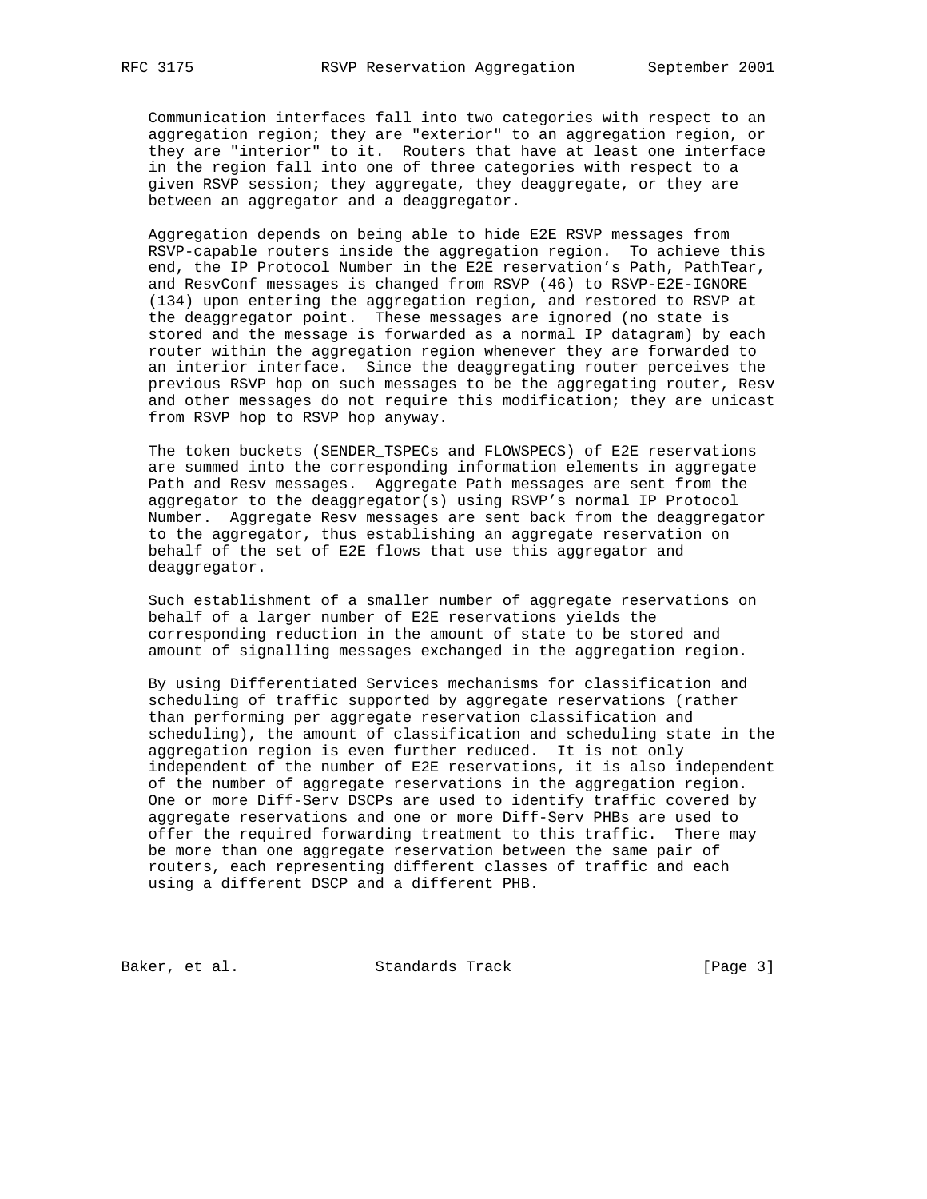Communication interfaces fall into two categories with respect to an aggregation region; they are "exterior" to an aggregation region, or they are "interior" to it. Routers that have at least one interface in the region fall into one of three categories with respect to a given RSVP session; they aggregate, they deaggregate, or they are between an aggregator and a deaggregator.

Aggregation depends on being able to hide E2E RSVP messages from RSVP-capable routers inside the aggregation region. To achieve this end, the IP Protocol Number in the E2E reservation's Path, PathTear, and ResvConf messages is changed from RSVP (46) to RSVP-E2E-IGNORE (134) upon entering the aggregation region, and restored to RSVP at the deaggregator point. These messages are ignored (no state is stored and the message is forwarded as a normal IP datagram) by each router within the aggregation region whenever they are forwarded to an interior interface. Since the deaggregating router perceives the previous RSVP hop on such messages to be the aggregating router, Resv and other messages do not require this modification; they are unicast from RSVP hop to RSVP hop anyway.

The token buckets (SENDER_TSPECs and FLOWSPECS) of E2E reservations are summed into the corresponding information elements in aggregate Path and Resv messages. Aggregate Path messages are sent from the aggregator to the deaggregator(s) using RSVP's normal IP Protocol Number. Aggregate Resv messages are sent back from the deaggregator to the aggregator, thus establishing an aggregate reservation on behalf of the set of E2E flows that use this aggregator and deaggregator.

Such establishment of a smaller number of aggregate reservations on behalf of a larger number of E2E reservations yields the corresponding reduction in the amount of state to be stored and amount of signalling messages exchanged in the aggregation region.

By using Differentiated Services mechanisms for classification and scheduling of traffic supported by aggregate reservations (rather than performing per aggregate reservation classification and scheduling), the amount of classification and scheduling state in the aggregation region is even further reduced. It is not only independent of the number of E2E reservations, it is also independent of the number of aggregate reservations in the aggregation region. One or more Diff-Serv DSCPs are used to identify traffic covered by aggregate reservations and one or more Diff-Serv PHBs are used to offer the required forwarding treatment to this traffic. There may be more than one aggregate reservation between the same pair of routers, each representing different classes of traffic and each using a different DSCP and a different PHB.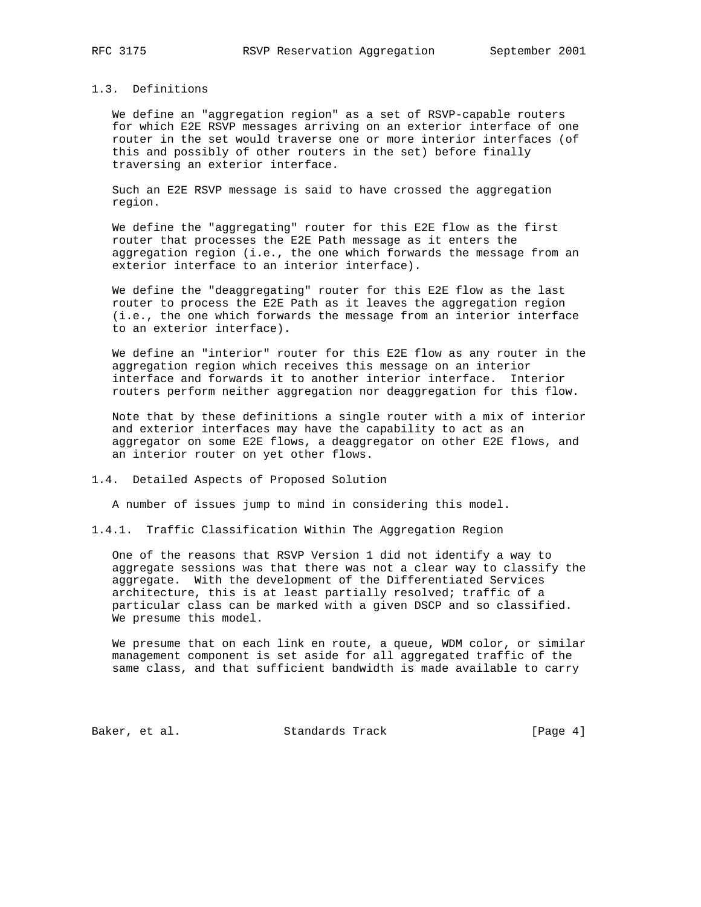## 1.3. Definitions

We define an "aggregation region" as a set of RSVP-capable routers for which E2E RSVP messages arriving on an exterior interface of one router in the set would traverse one or more interior interfaces (of this and possibly of other routers in the set) before finally traversing an exterior interface.

Such an E2E RSVP message is said to have crossed the aggregation region.

We define the "aggregating" router for this E2E flow as the first router that processes the E2E Path message as it enters the aggregation region (i.e., the one which forwards the message from an exterior interface to an interior interface).

We define the "deaggregating" router for this E2E flow as the last router to process the E2E Path as it leaves the aggregation region (i.e., the one which forwards the message from an interior interface to an exterior interface).

We define an "interior" router for this E2E flow as any router in the aggregation region which receives this message on an interior interface and forwards it to another interior interface. Interior routers perform neither aggregation nor deaggregation for this flow.

Note that by these definitions a single router with a mix of interior and exterior interfaces may have the capability to act as an aggregator on some E2E flows, a deaggregator on other E2E flows, and an interior router on yet other flows.

## 1.4. Detailed Aspects of Proposed Solution

A number of issues jump to mind in considering this model.

### 1.4.1. Traffic Classification Within The Aggregation Region

One of the reasons that RSVP Version 1 did not identify a way to aggregate sessions was that there was not a clear way to classify the aggregate. With the development of the Differentiated Services architecture, this is at least partially resolved; traffic of a particular class can be marked with a given DSCP and so classified. We presume this model.

We presume that on each link en route, a queue, WDM color, or similar management component is set aside for all aggregated traffic of the same class, and that sufficient bandwidth is made available to carry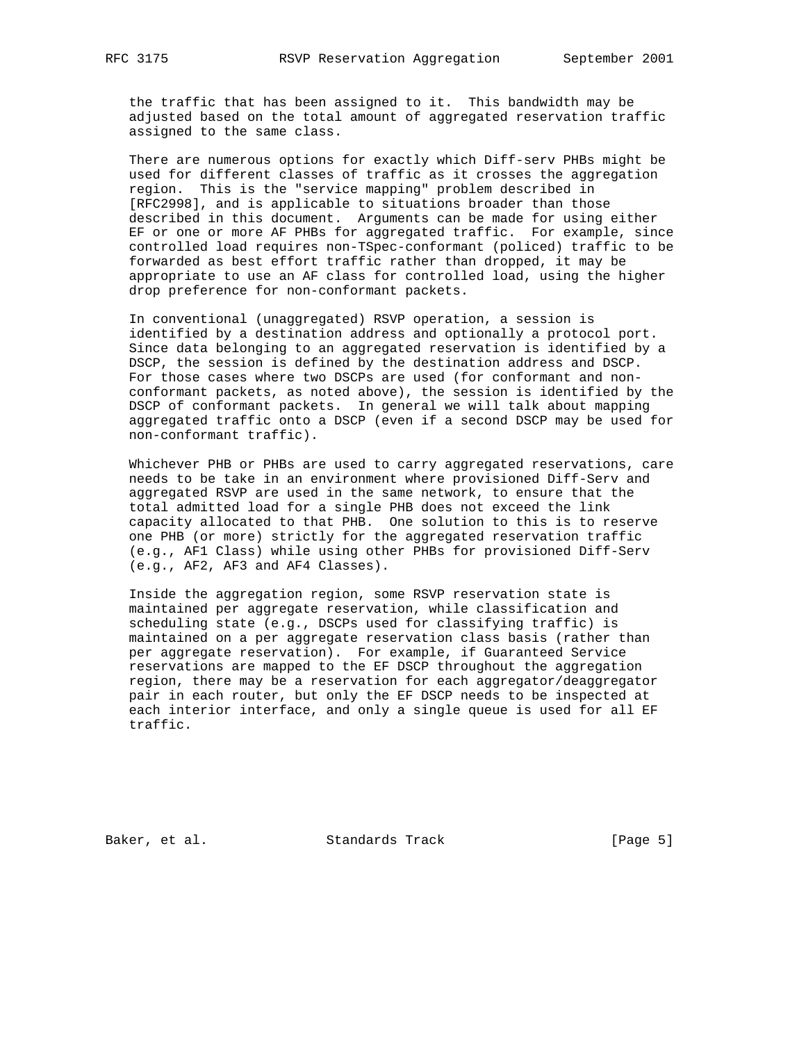the traffic that has been assigned to it. This bandwidth may be adjusted based on the total amount of aggregated reservation traffic assigned to the same class.

There are numerous options for exactly which Diff-serv PHBs might be used for different classes of traffic as it crosses the aggregation region. This is the "service mapping" problem described in [RFC2998], and is applicable to situations broader than those described in this document. Arguments can be made for using either EF or one or more AF PHBs for aggregated traffic. For example, since controlled load requires non-TSpec-conformant (policed) traffic to be forwarded as best effort traffic rather than dropped, it may be appropriate to use an AF class for controlled load, using the higher drop preference for non-conformant packets.

In conventional (unaggregated) RSVP operation, a session is identified by a destination address and optionally a protocol port. Since data belonging to an aggregated reservation is identified by a DSCP, the session is defined by the destination address and DSCP. For those cases where two DSCPs are used (for conformant and non-conformant packets, as noted above), the session is identified by the DSCP of conformant packets. In general we will talk about mapping aggregated traffic onto a DSCP (even if a second DSCP may be used for non-conformant traffic).

Whichever PHB or PHBs are used to carry aggregated reservations, care needs to be take in an environment where provisioned Diff-Serv and aggregated RSVP are used in the same network, to ensure that the total admitted load for a single PHB does not exceed the link capacity allocated to that PHB. One solution to this is to reserve one PHB (or more) strictly for the aggregated reservation traffic (e.g., AF1 Class) while using other PHBs for provisioned Diff-Serv (e.g., AF2, AF3 and AF4 Classes).

Inside the aggregation region, some RSVP reservation state is maintained per aggregate reservation, while classification and scheduling state (e.g., DSCPs used for classifying traffic) is maintained on a per aggregate reservation class basis (rather than per aggregate reservation). For example, if Guaranteed Service reservations are mapped to the EF DSCP throughout the aggregation region, there may be a reservation for each aggregator/deaggregator pair in each router, but only the EF DSCP needs to be inspected at each interior interface, and only a single queue is used for all EF traffic.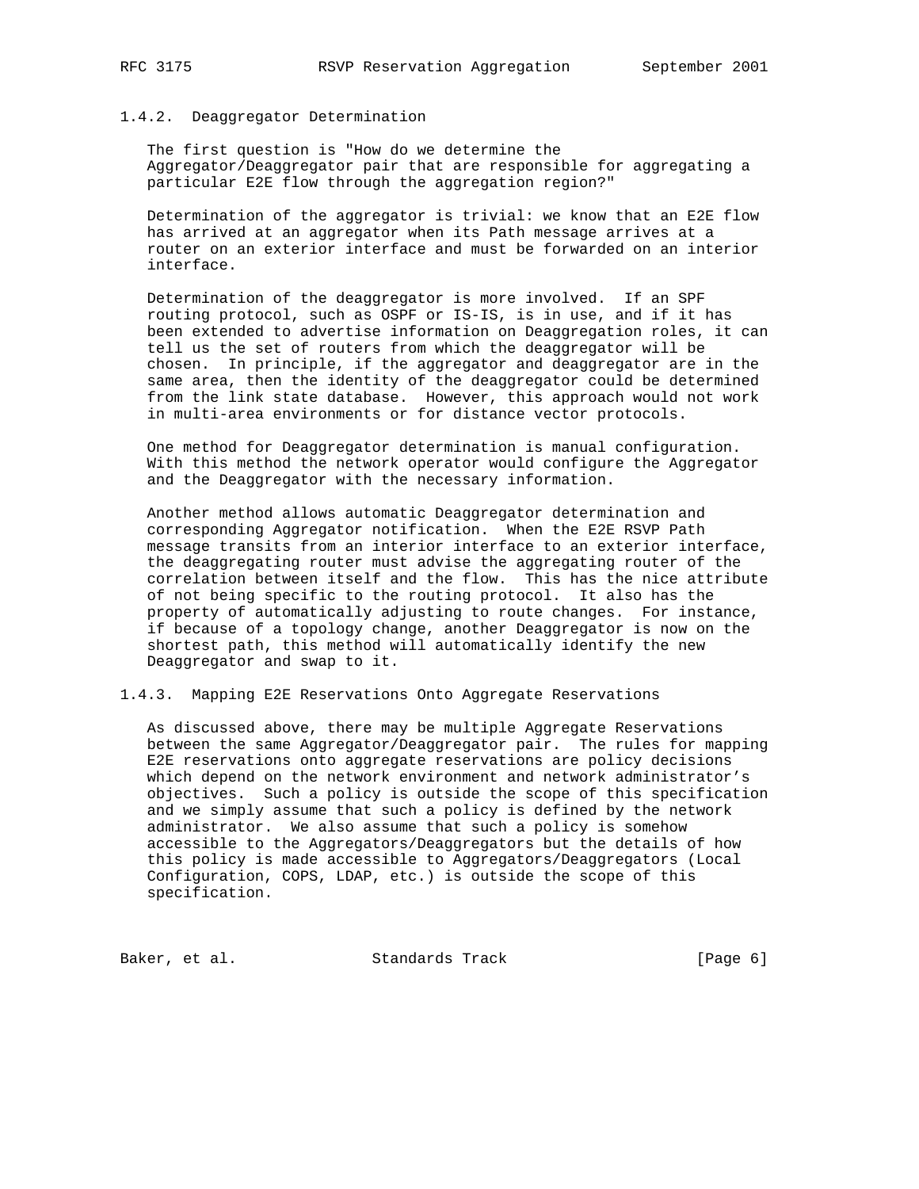### 1.4.2. Deaggregator Determination

The first question is "How do we determine the Aggregator/Deaggregator pair that are responsible for aggregating a particular E2E flow through the aggregation region?"

Determination of the aggregator is trivial: we know that an E2E flow has arrived at an aggregator when its Path message arrives at a router on an exterior interface and must be forwarded on an interior interface.

Determination of the deaggregator is more involved. If an SPF routing protocol, such as OSPF or IS-IS, is in use, and if it has been extended to advertise information on Deaggregation roles, it can tell us the set of routers from which the deaggregator will be chosen. In principle, if the aggregator and deaggregator are in the same area, then the identity of the deaggregator could be determined from the link state database. However, this approach would not work in multi-area environments or for distance vector protocols.

One method for Deaggregator determination is manual configuration. With this method the network operator would configure the Aggregator and the Deaggregator with the necessary information.

Another method allows automatic Deaggregator determination and corresponding Aggregator notification. When the E2E RSVP Path message transits from an interior interface to an exterior interface, the deaggregating router must advise the aggregating router of the correlation between itself and the flow. This has the nice attribute of not being specific to the routing protocol. It also has the property of automatically adjusting to route changes. For instance, if because of a topology change, another Deaggregator is now on the shortest path, this method will automatically identify the new Deaggregator and swap to it.

### 1.4.3. Mapping E2E Reservations Onto Aggregate Reservations

As discussed above, there may be multiple Aggregate Reservations between the same Aggregator/Deaggregator pair. The rules for mapping E2E reservations onto aggregate reservations are policy decisions which depend on the network environment and network administrator's objectives. Such a policy is outside the scope of this specification and we simply assume that such a policy is defined by the network administrator. We also assume that such a policy is somehow accessible to the Aggregators/Deaggregators but the details of how this policy is made accessible to Aggregators/Deaggregators (Local Configuration, COPS, LDAP, etc.) is outside the scope of this specification.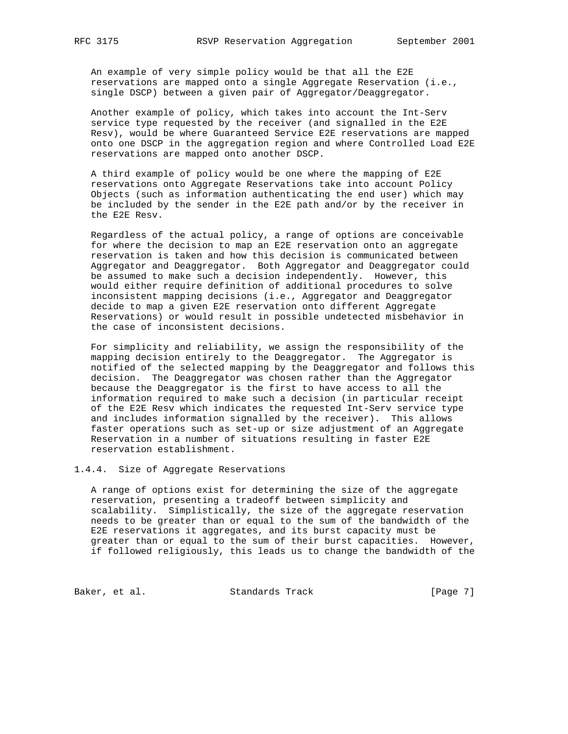An example of very simple policy would be that all the E2E reservations are mapped onto a single Aggregate Reservation (i.e., single DSCP) between a given pair of Aggregator/Deaggregator.

Another example of policy, which takes into account the Int-Serv service type requested by the receiver (and signalled in the E2E Resv), would be where Guaranteed Service E2E reservations are mapped onto one DSCP in the aggregation region and where Controlled Load E2E reservations are mapped onto another DSCP.

A third example of policy would be one where the mapping of E2E reservations onto Aggregate Reservations take into account Policy Objects (such as information authenticating the end user) which may be included by the sender in the E2E path and/or by the receiver in the E2E Resv.

Regardless of the actual policy, a range of options are conceivable for where the decision to map an E2E reservation onto an aggregate reservation is taken and how this decision is communicated between Aggregator and Deaggregator. Both Aggregator and Deaggregator could be assumed to make such a decision independently. However, this would either require definition of additional procedures to solve inconsistent mapping decisions (i.e., Aggregator and Deaggregator decide to map a given E2E reservation onto different Aggregate Reservations) or would result in possible undetected misbehavior in the case of inconsistent decisions.

For simplicity and reliability, we assign the responsibility of the mapping decision entirely to the Deaggregator. The Aggregator is notified of the selected mapping by the Deaggregator and follows this decision. The Deaggregator was chosen rather than the Aggregator because the Deaggregator is the first to have access to all the information required to make such a decision (in particular receipt of the E2E Resv which indicates the requested Int-Serv service type and includes information signalled by the receiver). This allows faster operations such as set-up or size adjustment of an Aggregate Reservation in a number of situations resulting in faster E2E reservation establishment.

### 1.4.4. Size of Aggregate Reservations

A range of options exist for determining the size of the aggregate reservation, presenting a tradeoff between simplicity and scalability. Simplistically, the size of the aggregate reservation needs to be greater than or equal to the sum of the bandwidth of the E2E reservations it aggregates, and its burst capacity must be greater than or equal to the sum of their burst capacities. However, if followed religiously, this leads us to change the bandwidth of the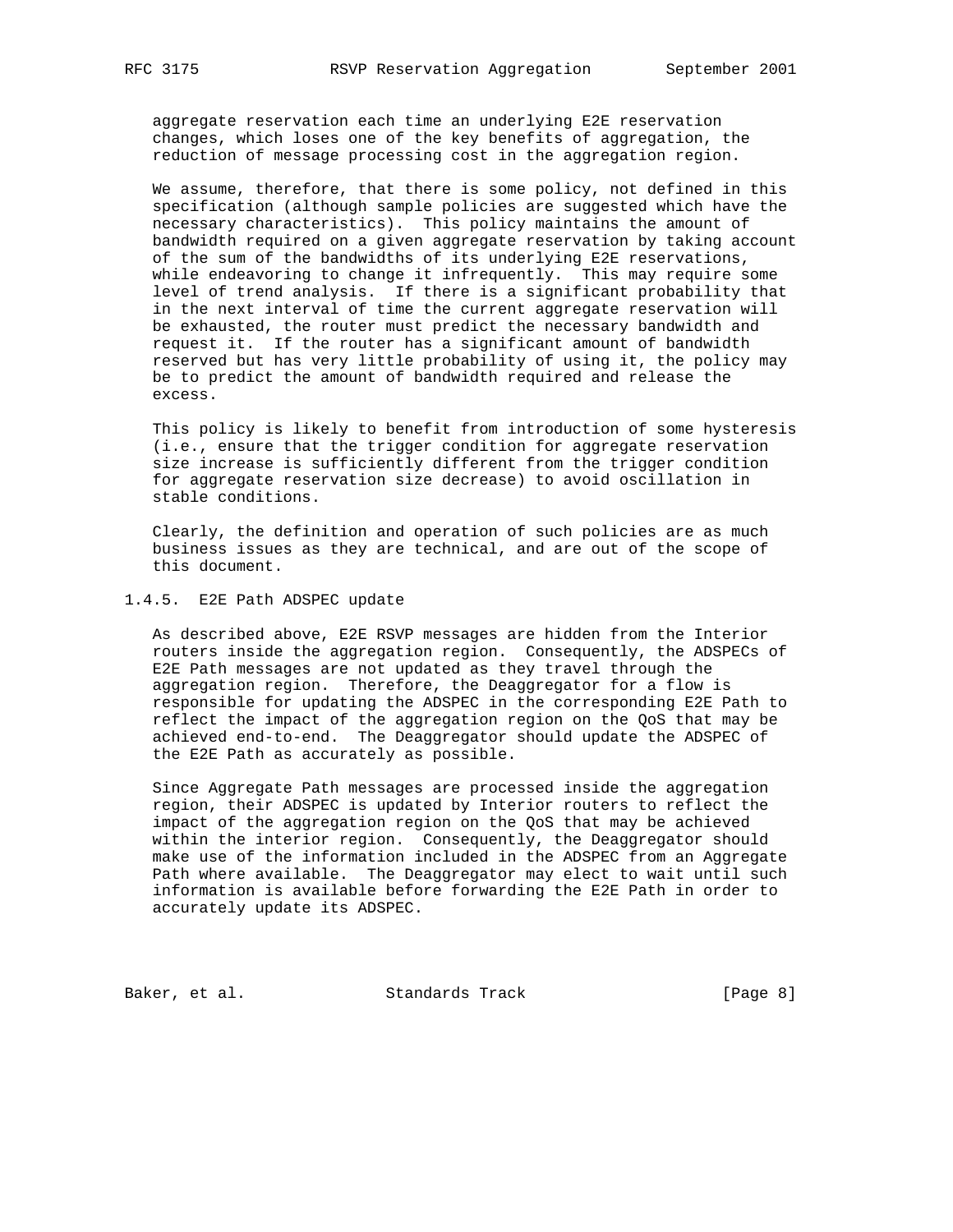aggregate reservation each time an underlying E2E reservation changes, which loses one of the key benefits of aggregation, the reduction of message processing cost in the aggregation region.

We assume, therefore, that there is some policy, not defined in this specification (although sample policies are suggested which have the necessary characteristics). This policy maintains the amount of bandwidth required on a given aggregate reservation by taking account of the sum of the bandwidths of its underlying E2E reservations, while endeavoring to change it infrequently. This may require some level of trend analysis. If there is a significant probability that in the next interval of time the current aggregate reservation will be exhausted, the router must predict the necessary bandwidth and request it. If the router has a significant amount of bandwidth reserved but has very little probability of using it, the policy may be to predict the amount of bandwidth required and release the excess.

This policy is likely to benefit from introduction of some hysteresis (i.e., ensure that the trigger condition for aggregate reservation size increase is sufficiently different from the trigger condition for aggregate reservation size decrease) to avoid oscillation in stable conditions.

Clearly, the definition and operation of such policies are as much business issues as they are technical, and are out of the scope of this document.

### 1.4.5. E2E Path ADSPEC update

As described above, E2E RSVP messages are hidden from the Interior routers inside the aggregation region. Consequently, the ADSPECs of E2E Path messages are not updated as they travel through the aggregation region. Therefore, the Deaggregator for a flow is responsible for updating the ADSPEC in the corresponding E2E Path to reflect the impact of the aggregation region on the QoS that may be achieved end-to-end. The Deaggregator should update the ADSPEC of the E2E Path as accurately as possible.

Since Aggregate Path messages are processed inside the aggregation region, their ADSPEC is updated by Interior routers to reflect the impact of the aggregation region on the QoS that may be achieved within the interior region. Consequently, the Deaggregator should make use of the information included in the ADSPEC from an Aggregate Path where available. The Deaggregator may elect to wait until such information is available before forwarding the E2E Path in order to accurately update its ADSPEC.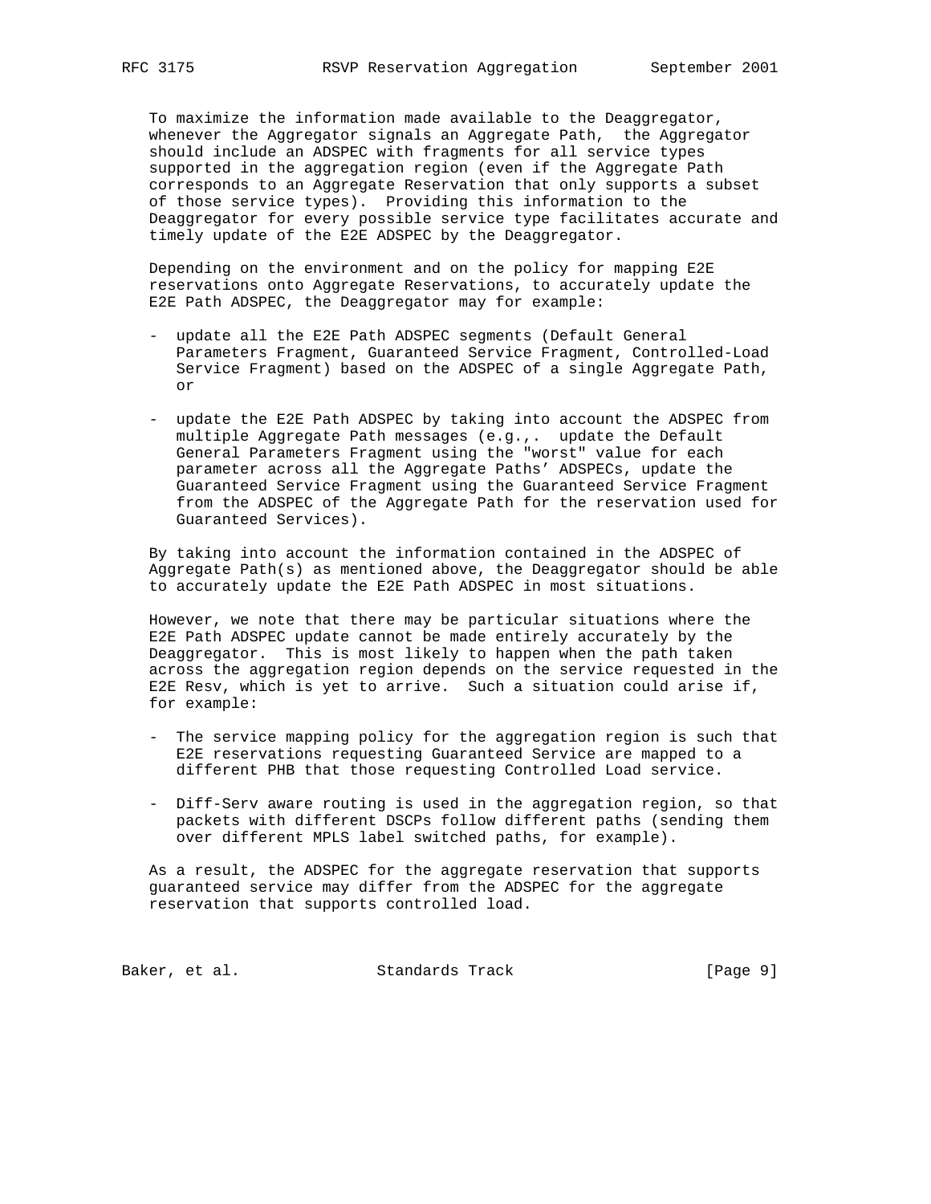To maximize the information made available to the Deaggregator, whenever the Aggregator signals an Aggregate Path, the Aggregator should include an ADSPEC with fragments for all service types supported in the aggregation region (even if the Aggregate Path corresponds to an Aggregate Reservation that only supports a subset of those service types). Providing this information to the Deaggregator for every possible service type facilitates accurate and timely update of the E2E ADSPEC by the Deaggregator.

Depending on the environment and on the policy for mapping E2E reservations onto Aggregate Reservations, to accurately update the E2E Path ADSPEC, the Deaggregator may for example:

- update all the E2E Path ADSPEC segments (Default General Parameters Fragment, Guaranteed Service Fragment, Controlled-Load Service Fragment) based on the ADSPEC of a single Aggregate Path, or

- update the E2E Path ADSPEC by taking into account the ADSPEC from multiple Aggregate Path messages (e.g.,. update the Default General Parameters Fragment using the "worst" value for each parameter across all the Aggregate Paths' ADSPECs, update the Guaranteed Service Fragment using the Guaranteed Service Fragment from the ADSPEC of the Aggregate Path for the reservation used for Guaranteed Services).

By taking into account the information contained in the ADSPEC of Aggregate Path(s) as mentioned above, the Deaggregator should be able to accurately update the E2E Path ADSPEC in most situations.

However, we note that there may be particular situations where the E2E Path ADSPEC update cannot be made entirely accurately by the Deaggregator. This is most likely to happen when the path taken across the aggregation region depends on the service requested in the E2E Resv, which is yet to arrive. Such a situation could arise if, for example:

- The service mapping policy for the aggregation region is such that E2E reservations requesting Guaranteed Service are mapped to a different PHB that those requesting Controlled Load service.

- Diff-Serv aware routing is used in the aggregation region, so that packets with different DSCPs follow different paths (sending them over different MPLS label switched paths, for example).

As a result, the ADSPEC for the aggregate reservation that supports guaranteed service may differ from the ADSPEC for the aggregate reservation that supports controlled load.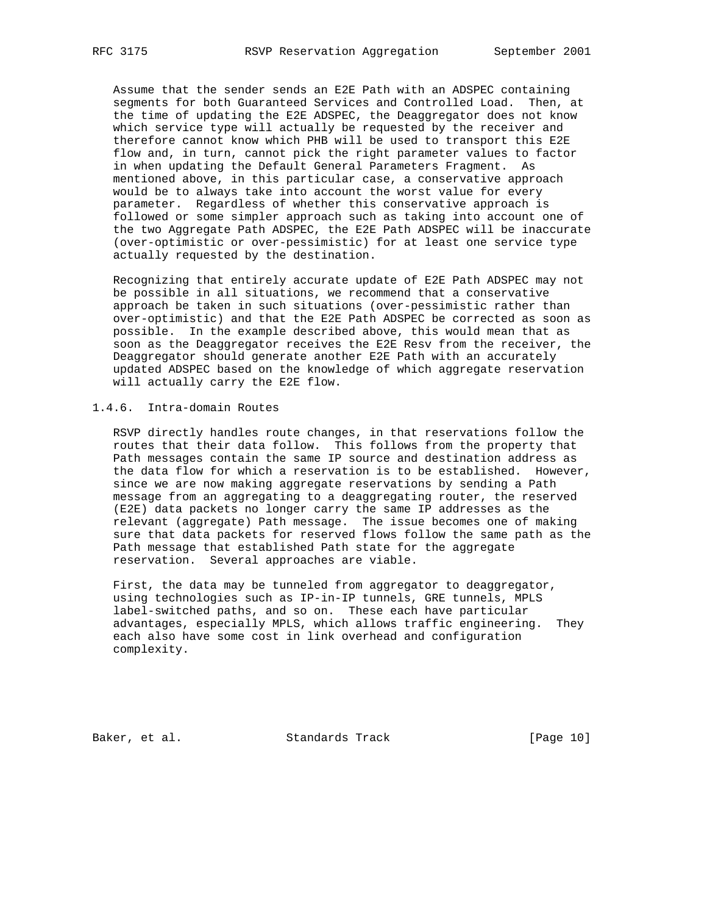Assume that the sender sends an E2E Path with an ADSPEC containing segments for both Guaranteed Services and Controlled Load. Then, at the time of updating the E2E ADSPEC, the Deaggregator does not know which service type will actually be requested by the receiver and therefore cannot know which PHB will be used to transport this E2E flow and, in turn, cannot pick the right parameter values to factor in when updating the Default General Parameters Fragment. As mentioned above, in this particular case, a conservative approach would be to always take into account the worst value for every parameter. Regardless of whether this conservative approach is followed or some simpler approach such as taking into account one of the two Aggregate Path ADSPEC, the E2E Path ADSPEC will be inaccurate (over-optimistic or over-pessimistic) for at least one service type actually requested by the destination.

Recognizing that entirely accurate update of E2E Path ADSPEC may not be possible in all situations, we recommend that a conservative approach be taken in such situations (over-pessimistic rather than over-optimistic) and that the E2E Path ADSPEC be corrected as soon as possible. In the example described above, this would mean that as soon as the Deaggregator receives the E2E Resv from the receiver, the Deaggregator should generate another E2E Path with an accurately updated ADSPEC based on the knowledge of which aggregate reservation will actually carry the E2E flow.

### 1.4.6. Intra-domain Routes

RSVP directly handles route changes, in that reservations follow the routes that their data follow. This follows from the property that Path messages contain the same IP source and destination address as the data flow for which a reservation is to be established. However, since we are now making aggregate reservations by sending a Path message from an aggregating to a deaggregating router, the reserved (E2E) data packets no longer carry the same IP addresses as the relevant (aggregate) Path message. The issue becomes one of making sure that data packets for reserved flows follow the same path as the Path message that established Path state for the aggregate reservation. Several approaches are viable.

First, the data may be tunneled from aggregator to deaggregator, using technologies such as IP-in-IP tunnels, GRE tunnels, MPLS label-switched paths, and so on. These each have particular advantages, especially MPLS, which allows traffic engineering. They each also have some cost in link overhead and configuration complexity.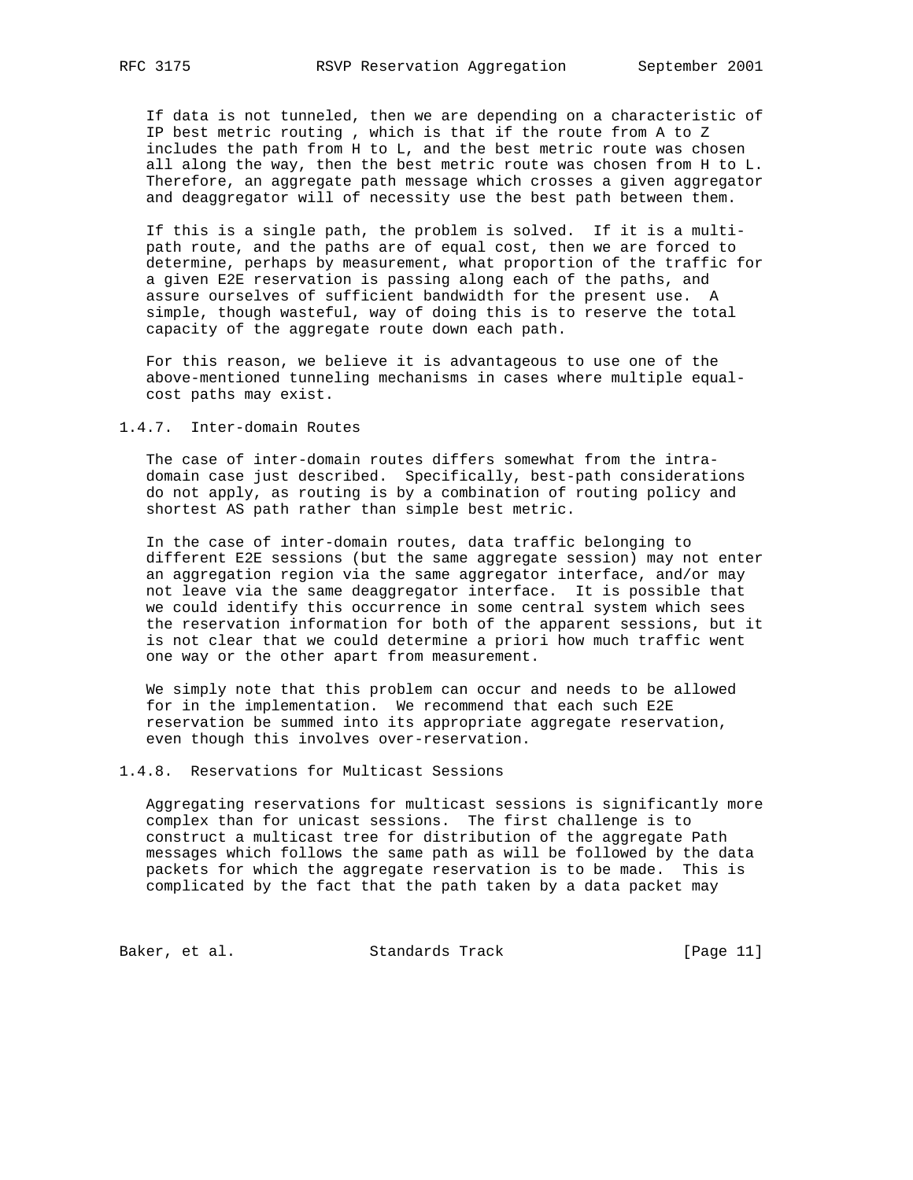If data is not tunneled, then we are depending on a characteristic of IP best metric routing , which is that if the route from A to Z includes the path from H to L, and the best metric route was chosen all along the way, then the best metric route was chosen from H to L. Therefore, an aggregate path message which crosses a given aggregator and deaggregator will of necessity use the best path between them.

If this is a single path, the problem is solved. If it is a multi-path route, and the paths are of equal cost, then we are forced to determine, perhaps by measurement, what proportion of the traffic for a given E2E reservation is passing along each of the paths, and assure ourselves of sufficient bandwidth for the present use. A simple, though wasteful, way of doing this is to reserve the total capacity of the aggregate route down each path.

For this reason, we believe it is advantageous to use one of the above-mentioned tunneling mechanisms in cases where multiple equal-cost paths may exist.

### 1.4.7. Inter-domain Routes

The case of inter-domain routes differs somewhat from the intra-domain case just described. Specifically, best-path considerations do not apply, as routing is by a combination of routing policy and shortest AS path rather than simple best metric.

In the case of inter-domain routes, data traffic belonging to different E2E sessions (but the same aggregate session) may not enter an aggregation region via the same aggregator interface, and/or may not leave via the same deaggregator interface. It is possible that we could identify this occurrence in some central system which sees the reservation information for both of the apparent sessions, but it is not clear that we could determine a priori how much traffic went one way or the other apart from measurement.

We simply note that this problem can occur and needs to be allowed for in the implementation. We recommend that each such E2E reservation be summed into its appropriate aggregate reservation, even though this involves over-reservation.

### 1.4.8. Reservations for Multicast Sessions

Aggregating reservations for multicast sessions is significantly more complex than for unicast sessions. The first challenge is to construct a multicast tree for distribution of the aggregate Path messages which follows the same path as will be followed by the data packets for which the aggregate reservation is to be made. This is complicated by the fact that the path taken by a data packet may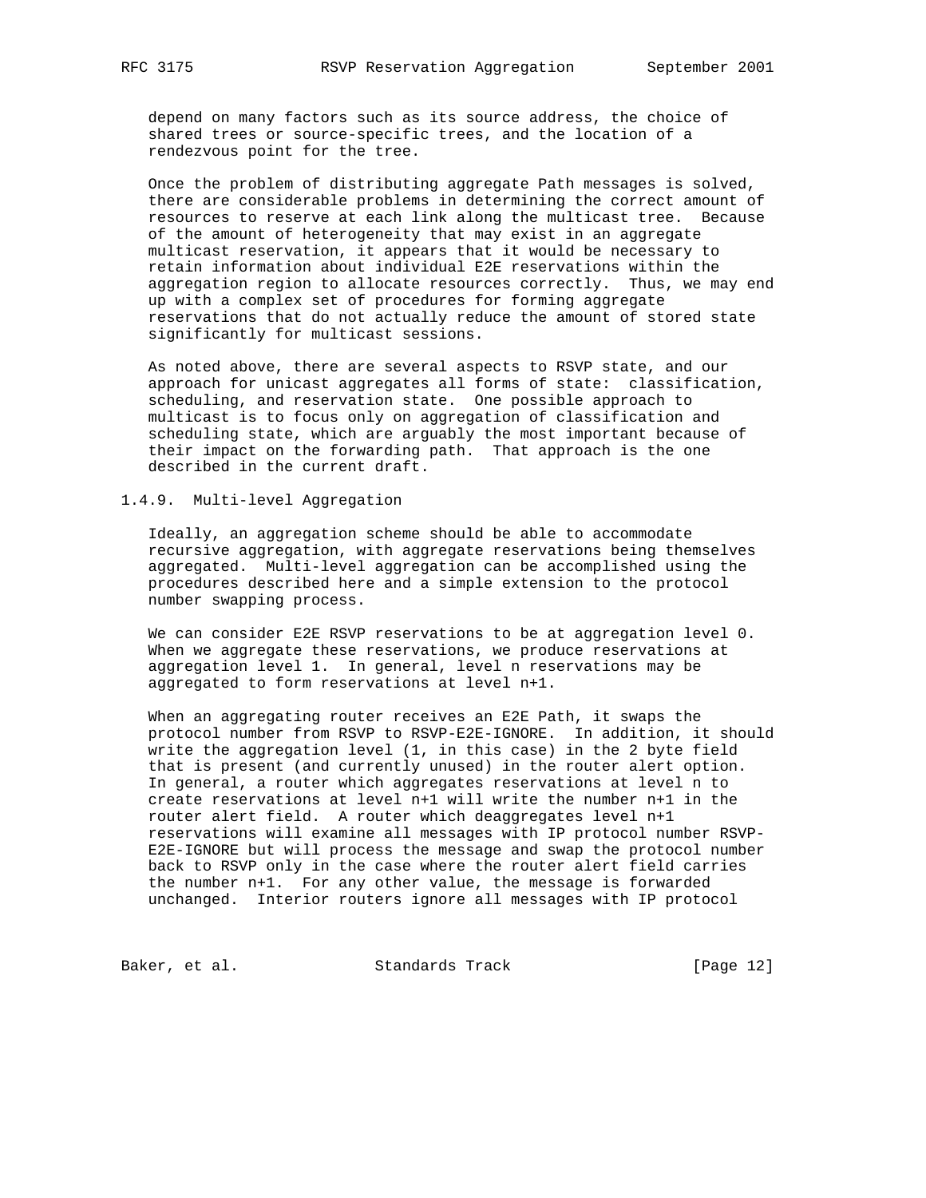depend on many factors such as its source address, the choice of shared trees or source-specific trees, and the location of a rendezvous point for the tree.

Once the problem of distributing aggregate Path messages is solved, there are considerable problems in determining the correct amount of resources to reserve at each link along the multicast tree. Because of the amount of heterogeneity that may exist in an aggregate multicast reservation, it appears that it would be necessary to retain information about individual E2E reservations within the aggregation region to allocate resources correctly. Thus, we may end up with a complex set of procedures for forming aggregate reservations that do not actually reduce the amount of stored state significantly for multicast sessions.

As noted above, there are several aspects to RSVP state, and our approach for unicast aggregates all forms of state: classification, scheduling, and reservation state. One possible approach to multicast is to focus only on aggregation of classification and scheduling state, which are arguably the most important because of their impact on the forwarding path. That approach is the one described in the current draft.

### 1.4.9. Multi-level Aggregation

Ideally, an aggregation scheme should be able to accommodate recursive aggregation, with aggregate reservations being themselves aggregated. Multi-level aggregation can be accomplished using the procedures described here and a simple extension to the protocol number swapping process.

We can consider E2E RSVP reservations to be at aggregation level 0. When we aggregate these reservations, we produce reservations at aggregation level 1. In general, level n reservations may be aggregated to form reservations at level n+1.

When an aggregating router receives an E2E Path, it swaps the protocol number from RSVP to RSVP-E2E-IGNORE. In addition, it should write the aggregation level (1, in this case) in the 2 byte field that is present (and currently unused) in the router alert option. In general, a router which aggregates reservations at level n to create reservations at level n+1 will write the number n+1 in the router alert field. A router which deaggregates level n+1 reservations will examine all messages with IP protocol number RSVP-E2E-IGNORE but will process the message and swap the protocol number back to RSVP only in the case where the router alert field carries the number n+1. For any other value, the message is forwarded unchanged. Interior routers ignore all messages with IP protocol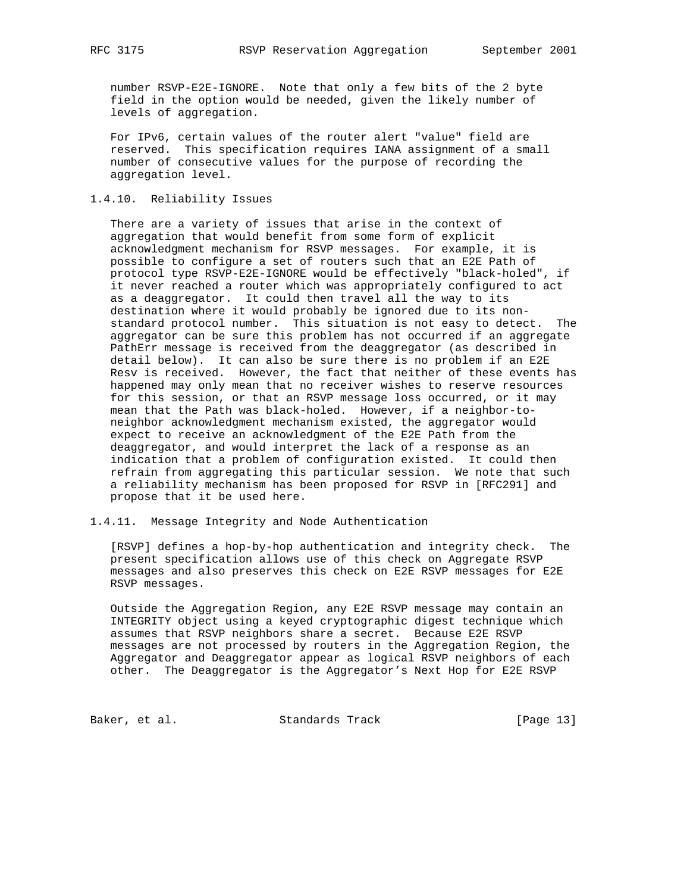number RSVP-E2E-IGNORE. Note that only a few bits of the 2 byte field in the option would be needed, given the likely number of levels of aggregation.

For IPv6, certain values of the router alert "value" field are reserved. This specification requires IANA assignment of a small number of consecutive values for the purpose of recording the aggregation level.

### 1.4.10. Reliability Issues

There are a variety of issues that arise in the context of aggregation that would benefit from some form of explicit acknowledgment mechanism for RSVP messages. For example, it is possible to configure a set of routers such that an E2E Path of protocol type RSVP-E2E-IGNORE would be effectively "black-holed", if it never reached a router which was appropriately configured to act as a deaggregator. It could then travel all the way to its destination where it would probably be ignored due to its non-standard protocol number. This situation is not easy to detect. The aggregator can be sure this problem has not occurred if an aggregate PathErr message is received from the deaggregator (as described in detail below). It can also be sure there is no problem if an E2E Resv is received. However, the fact that neither of these events has happened may only mean that no receiver wishes to reserve resources for this session, or that an RSVP message loss occurred, or it may mean that the Path was black-holed. However, if a neighbor-to-neighbor acknowledgment mechanism existed, the aggregator would expect to receive an acknowledgment of the E2E Path from the deaggregator, and would interpret the lack of a response as an indication that a problem of configuration existed. It could then refrain from aggregating this particular session. We note that such a reliability mechanism has been proposed for RSVP in [RFC291] and propose that it be used here.

### 1.4.11. Message Integrity and Node Authentication

[RSVP] defines a hop-by-hop authentication and integrity check. The present specification allows use of this check on Aggregate RSVP messages and also preserves this check on E2E RSVP messages for E2E RSVP messages.

Outside the Aggregation Region, any E2E RSVP message may contain an INTEGRITY object using a keyed cryptographic digest technique which assumes that RSVP neighbors share a secret. Because E2E RSVP messages are not processed by routers in the Aggregation Region, the Aggregator and Deaggregator appear as logical RSVP neighbors of each other. The Deaggregator is the Aggregator's Next Hop for E2E RSVP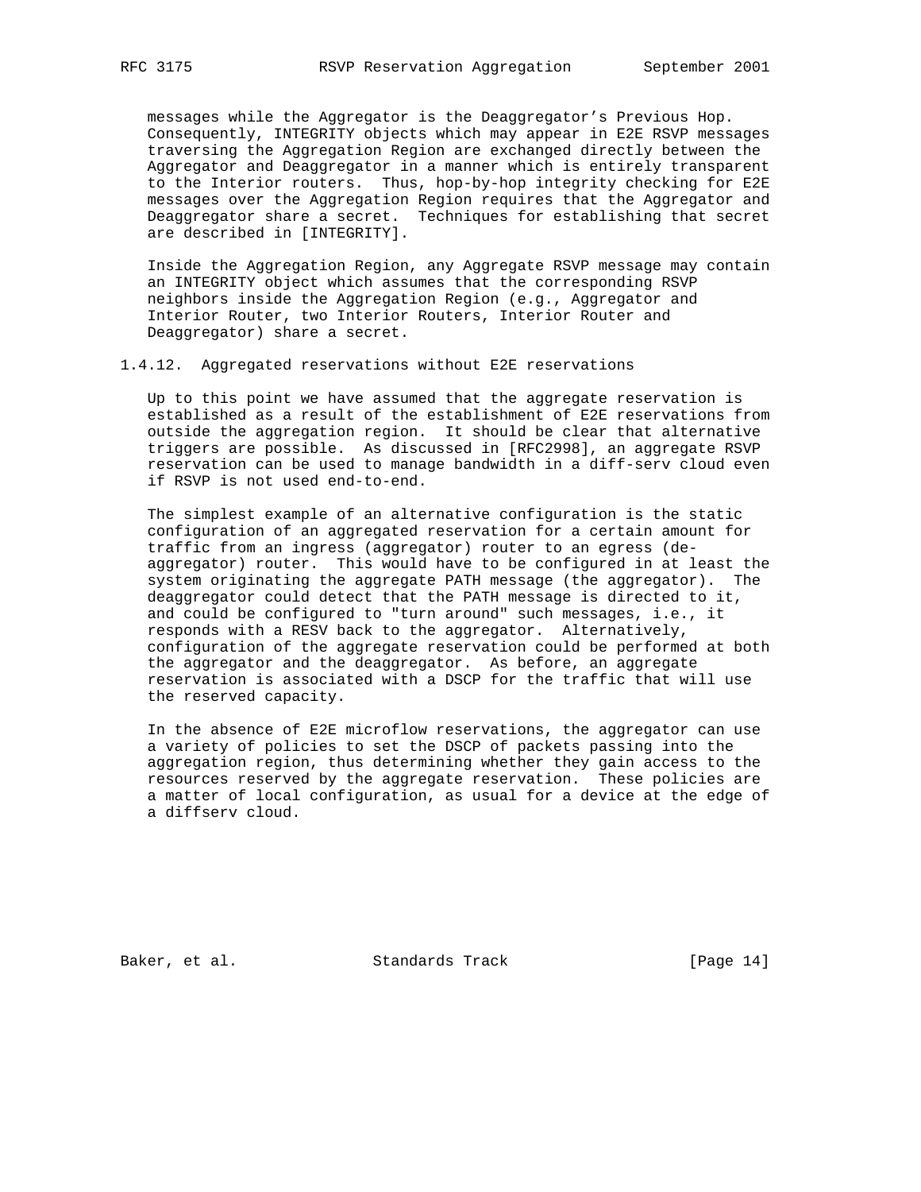messages while the Aggregator is the Deaggregator's Previous Hop. Consequently, INTEGRITY objects which may appear in E2E RSVP messages traversing the Aggregation Region are exchanged directly between the Aggregator and Deaggregator in a manner which is entirely transparent to the Interior routers. Thus, hop-by-hop integrity checking for E2E messages over the Aggregation Region requires that the Aggregator and Deaggregator share a secret. Techniques for establishing that secret are described in [INTEGRITY].

Inside the Aggregation Region, any Aggregate RSVP message may contain an INTEGRITY object which assumes that the corresponding RSVP neighbors inside the Aggregation Region (e.g., Aggregator and Interior Router, two Interior Routers, Interior Router and Deaggregator) share a secret.

### 1.4.12. Aggregated reservations without E2E reservations

Up to this point we have assumed that the aggregate reservation is established as a result of the establishment of E2E reservations from outside the aggregation region. It should be clear that alternative triggers are possible. As discussed in [RFC2998], an aggregate RSVP reservation can be used to manage bandwidth in a diff-serv cloud even if RSVP is not used end-to-end.

The simplest example of an alternative configuration is the static configuration of an aggregated reservation for a certain amount for traffic from an ingress (aggregator) router to an egress (de-aggregator) router. This would have to be configured in at least the system originating the aggregate PATH message (the aggregator). The deaggregator could detect that the PATH message is directed to it, and could be configured to "turn around" such messages, i.e., it responds with a RESV back to the aggregator. Alternatively, configuration of the aggregate reservation could be performed at both the aggregator and the deaggregator. As before, an aggregate reservation is associated with a DSCP for the traffic that will use the reserved capacity.

In the absence of E2E microflow reservations, the aggregator can use a variety of policies to set the DSCP of packets passing into the aggregation region, thus determining whether they gain access to the resources reserved by the aggregate reservation. These policies are a matter of local configuration, as usual for a device at the edge of a diffserv cloud.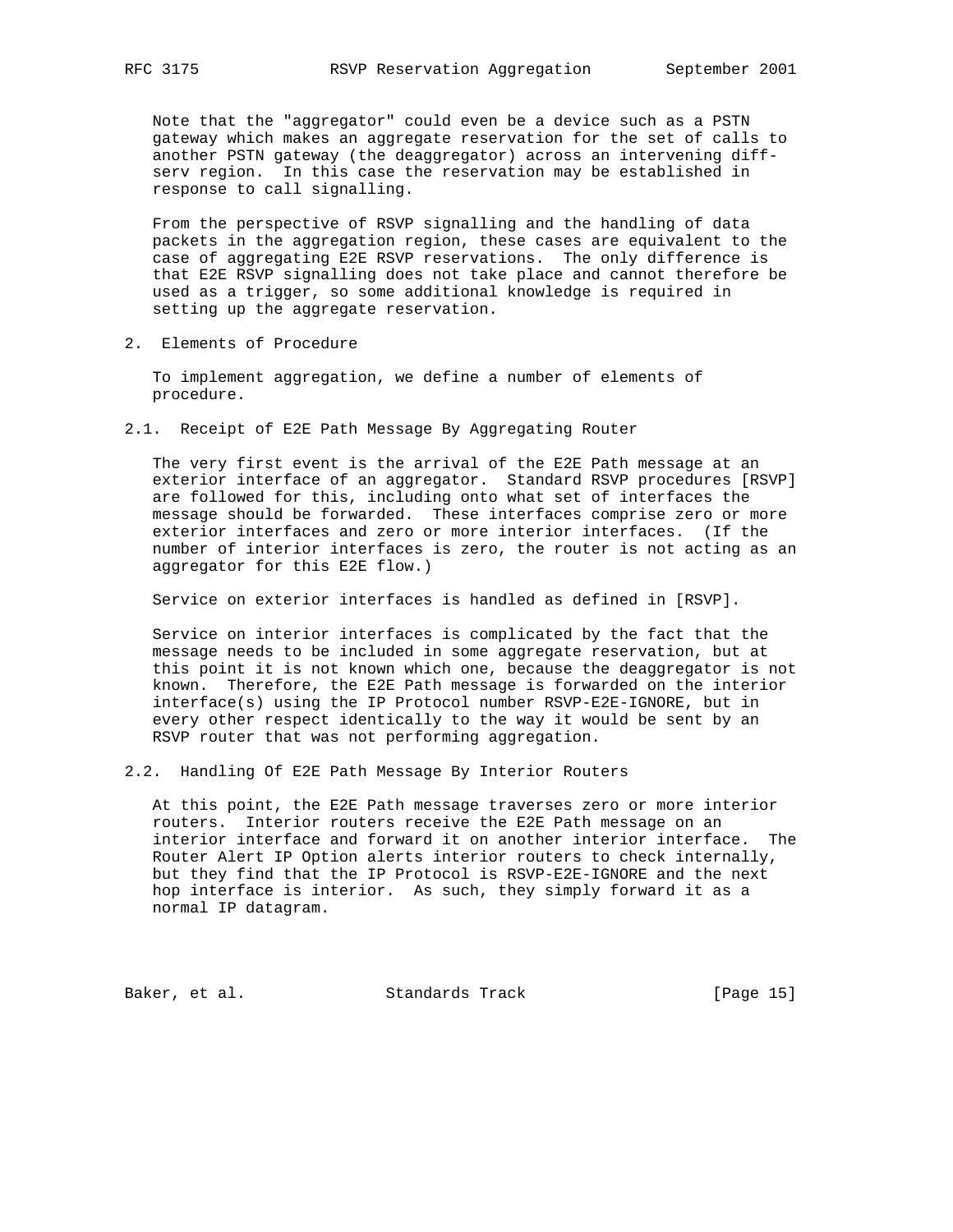Note that the "aggregator" could even be a device such as a PSTN gateway which makes an aggregate reservation for the set of calls to another PSTN gateway (the deaggregator) across an intervening diff-serv region. In this case the reservation may be established in response to call signalling.

From the perspective of RSVP signalling and the handling of data packets in the aggregation region, these cases are equivalent to the case of aggregating E2E RSVP reservations. The only difference is that E2E RSVP signalling does not take place and cannot therefore be used as a trigger, so some additional knowledge is required in setting up the aggregate reservation.

## 2. Elements of Procedure

To implement aggregation, we define a number of elements of procedure.

### 2.1. Receipt of E2E Path Message By Aggregating Router

The very first event is the arrival of the E2E Path message at an exterior interface of an aggregator. Standard RSVP procedures [RSVP] are followed for this, including onto what set of interfaces the message should be forwarded. These interfaces comprise zero or more exterior interfaces and zero or more interior interfaces. (If the number of interior interfaces is zero, the router is not acting as an aggregator for this E2E flow.)

Service on exterior interfaces is handled as defined in [RSVP].

Service on interior interfaces is complicated by the fact that the message needs to be included in some aggregate reservation, but at this point it is not known which one, because the deaggregator is not known. Therefore, the E2E Path message is forwarded on the interior interface(s) using the IP Protocol number RSVP-E2E-IGNORE, but in every other respect identically to the way it would be sent by an RSVP router that was not performing aggregation.

### 2.2. Handling Of E2E Path Message By Interior Routers

At this point, the E2E Path message traverses zero or more interior routers. Interior routers receive the E2E Path message on an interior interface and forward it on another interior interface. The Router Alert IP Option alerts interior routers to check internally, but they find that the IP Protocol is RSVP-E2E-IGNORE and the next hop interface is interior. As such, they simply forward it as a normal IP datagram.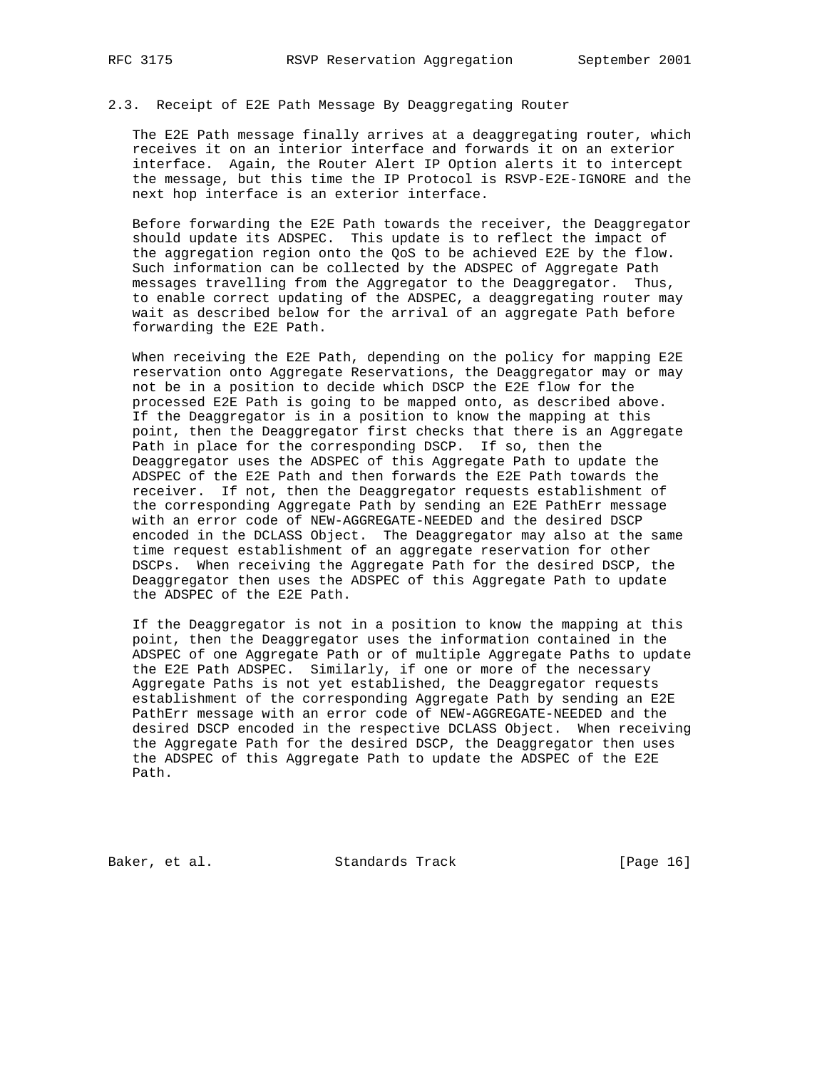### 2.3. Receipt of E2E Path Message By Deaggregating Router

The E2E Path message finally arrives at a deaggregating router, which receives it on an interior interface and forwards it on an exterior interface. Again, the Router Alert IP Option alerts it to intercept the message, but this time the IP Protocol is RSVP-E2E-IGNORE and the next hop interface is an exterior interface.

Before forwarding the E2E Path towards the receiver, the Deaggregator should update its ADSPEC. This update is to reflect the impact of the aggregation region onto the QoS to be achieved E2E by the flow. Such information can be collected by the ADSPEC of Aggregate Path messages travelling from the Aggregator to the Deaggregator. Thus, to enable correct updating of the ADSPEC, a deaggregating router may wait as described below for the arrival of an aggregate Path before forwarding the E2E Path.

When receiving the E2E Path, depending on the policy for mapping E2E reservation onto Aggregate Reservations, the Deaggregator may or may not be in a position to decide which DSCP the E2E flow for the processed E2E Path is going to be mapped onto, as described above. If the Deaggregator is in a position to know the mapping at this point, then the Deaggregator first checks that there is an Aggregate Path in place for the corresponding DSCP. If so, then the Deaggregator uses the ADSPEC of this Aggregate Path to update the ADSPEC of the E2E Path and then forwards the E2E Path towards the receiver. If not, then the Deaggregator requests establishment of the corresponding Aggregate Path by sending an E2E PathErr message with an error code of NEW-AGGREGATE-NEEDED and the desired DSCP encoded in the DCLASS Object. The Deaggregator may also at the same time request establishment of an aggregate reservation for other DSCPs. When receiving the Aggregate Path for the desired DSCP, the Deaggregator then uses the ADSPEC of this Aggregate Path to update the ADSPEC of the E2E Path.

If the Deaggregator is not in a position to know the mapping at this point, then the Deaggregator uses the information contained in the ADSPEC of one Aggregate Path or of multiple Aggregate Paths to update the E2E Path ADSPEC. Similarly, if one or more of the necessary Aggregate Paths is not yet established, the Deaggregator requests establishment of the corresponding Aggregate Path by sending an E2E PathErr message with an error code of NEW-AGGREGATE-NEEDED and the desired DSCP encoded in the respective DCLASS Object. When receiving the Aggregate Path for the desired DSCP, the Deaggregator then uses the ADSPEC of this Aggregate Path to update the ADSPEC of the E2E Path.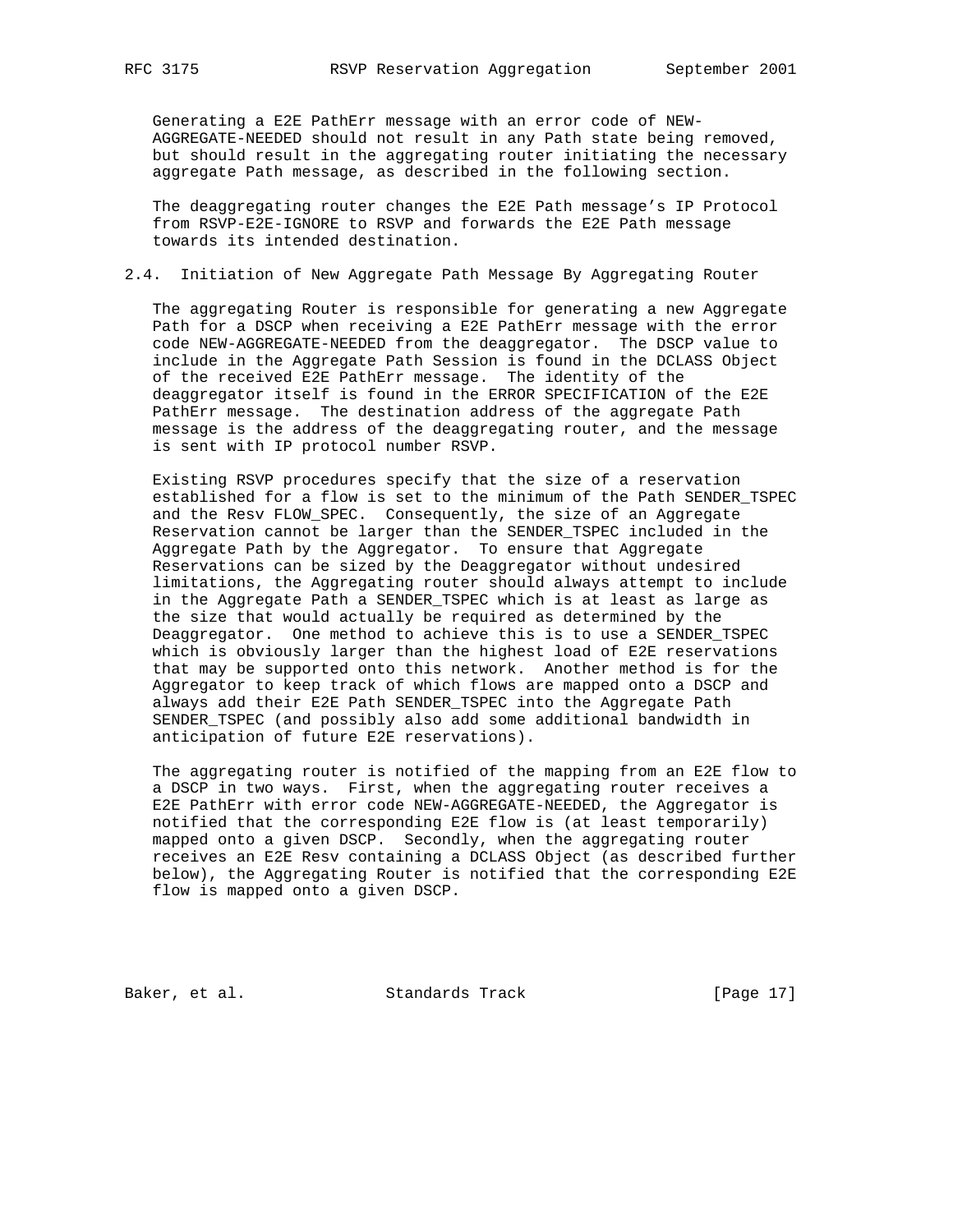Generating a E2E PathErr message with an error code of NEW-AGGREGATE-NEEDED should not result in any Path state being removed, but should result in the aggregating router initiating the necessary aggregate Path message, as described in the following section.

The deaggregating router changes the E2E Path message's IP Protocol from RSVP-E2E-IGNORE to RSVP and forwards the E2E Path message towards its intended destination.

## 2.4. Initiation of New Aggregate Path Message By Aggregating Router

The aggregating Router is responsible for generating a new Aggregate Path for a DSCP when receiving a E2E PathErr message with the error code NEW-AGGREGATE-NEEDED from the deaggregator. The DSCP value to include in the Aggregate Path Session is found in the DCLASS Object of the received E2E PathErr message. The identity of the deaggregator itself is found in the ERROR SPECIFICATION of the E2E PathErr message. The destination address of the aggregate Path message is the address of the deaggregating router, and the message is sent with IP protocol number RSVP.

Existing RSVP procedures specify that the size of a reservation established for a flow is set to the minimum of the Path SENDER_TSPEC and the Resv FLOW_SPEC. Consequently, the size of an Aggregate Reservation cannot be larger than the SENDER_TSPEC included in the Aggregate Path by the Aggregator. To ensure that Aggregate Reservations can be sized by the Deaggregator without undesired limitations, the Aggregating router should always attempt to include in the Aggregate Path a SENDER_TSPEC which is at least as large as the size that would actually be required as determined by the Deaggregator. One method to achieve this is to use a SENDER_TSPEC which is obviously larger than the highest load of E2E reservations that may be supported onto this network. Another method is for the Aggregator to keep track of which flows are mapped onto a DSCP and always add their E2E Path SENDER_TSPEC into the Aggregate Path SENDER_TSPEC (and possibly also add some additional bandwidth in anticipation of future E2E reservations).

The aggregating router is notified of the mapping from an E2E flow to a DSCP in two ways. First, when the aggregating router receives a E2E PathErr with error code NEW-AGGREGATE-NEEDED, the Aggregator is notified that the corresponding E2E flow is (at least temporarily) mapped onto a given DSCP. Secondly, when the aggregating router receives an E2E Resv containing a DCLASS Object (as described further below), the Aggregating Router is notified that the corresponding E2E flow is mapped onto a given DSCP.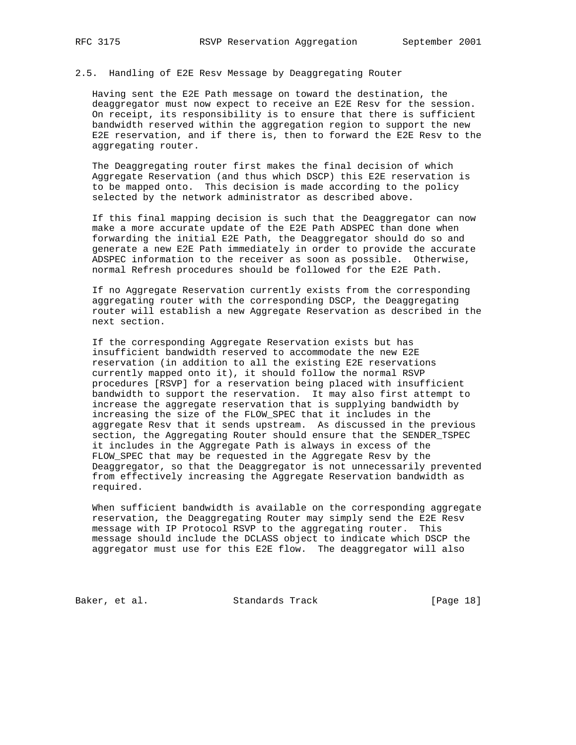## 2.5. Handling of E2E Resv Message by Deaggregating Router

Having sent the E2E Path message on toward the destination, the deaggregator must now expect to receive an E2E Resv for the session. On receipt, its responsibility is to ensure that there is sufficient bandwidth reserved within the aggregation region to support the new E2E reservation, and if there is, then to forward the E2E Resv to the aggregating router.

The Deaggregating router first makes the final decision of which Aggregate Reservation (and thus which DSCP) this E2E reservation is to be mapped onto. This decision is made according to the policy selected by the network administrator as described above.

If this final mapping decision is such that the Deaggregator can now make a more accurate update of the E2E Path ADSPEC than done when forwarding the initial E2E Path, the Deaggregator should do so and generate a new E2E Path immediately in order to provide the accurate ADSPEC information to the receiver as soon as possible. Otherwise, normal Refresh procedures should be followed for the E2E Path.

If no Aggregate Reservation currently exists from the corresponding aggregating router with the corresponding DSCP, the Deaggregating router will establish a new Aggregate Reservation as described in the next section.

If the corresponding Aggregate Reservation exists but has insufficient bandwidth reserved to accommodate the new E2E reservation (in addition to all the existing E2E reservations currently mapped onto it), it should follow the normal RSVP procedures [RSVP] for a reservation being placed with insufficient bandwidth to support the reservation. It may also first attempt to increase the aggregate reservation that is supplying bandwidth by increasing the size of the FLOW_SPEC that it includes in the aggregate Resv that it sends upstream. As discussed in the previous section, the Aggregating Router should ensure that the SENDER_TSPEC it includes in the Aggregate Path is always in excess of the FLOW_SPEC that may be requested in the Aggregate Resv by the Deaggregator, so that the Deaggregator is not unnecessarily prevented from effectively increasing the Aggregate Reservation bandwidth as required.

When sufficient bandwidth is available on the corresponding aggregate reservation, the Deaggregating Router may simply send the E2E Resv message with IP Protocol RSVP to the aggregating router. This message should include the DCLASS object to indicate which DSCP the aggregator must use for this E2E flow. The deaggregator will also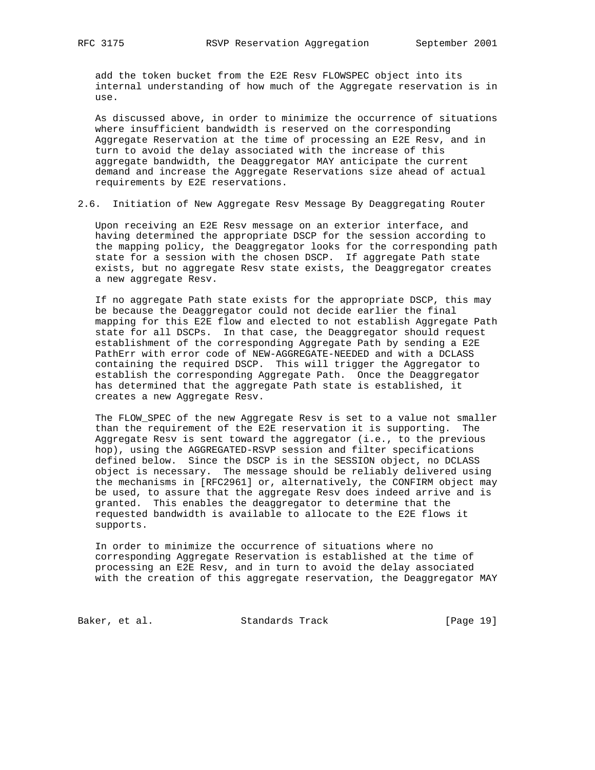add the token bucket from the E2E Resv FLOWSPEC object into its internal understanding of how much of the Aggregate reservation is in use.

As discussed above, in order to minimize the occurrence of situations where insufficient bandwidth is reserved on the corresponding Aggregate Reservation at the time of processing an E2E Resv, and in turn to avoid the delay associated with the increase of this aggregate bandwidth, the Deaggregator MAY anticipate the current demand and increase the Aggregate Reservations size ahead of actual requirements by E2E reservations.

## 2.6. Initiation of New Aggregate Resv Message By Deaggregating Router

Upon receiving an E2E Resv message on an exterior interface, and having determined the appropriate DSCP for the session according to the mapping policy, the Deaggregator looks for the corresponding path state for a session with the chosen DSCP. If aggregate Path state exists, but no aggregate Resv state exists, the Deaggregator creates a new aggregate Resv.

If no aggregate Path state exists for the appropriate DSCP, this may be because the Deaggregator could not decide earlier the final mapping for this E2E flow and elected to not establish Aggregate Path state for all DSCPs. In that case, the Deaggregator should request establishment of the corresponding Aggregate Path by sending a E2E PathErr with error code of NEW-AGGREGATE-NEEDED and with a DCLASS containing the required DSCP. This will trigger the Aggregator to establish the corresponding Aggregate Path. Once the Deaggregator has determined that the aggregate Path state is established, it creates a new Aggregate Resv.

The FLOW_SPEC of the new Aggregate Resv is set to a value not smaller than the requirement of the E2E reservation it is supporting. The Aggregate Resv is sent toward the aggregator (i.e., to the previous hop), using the AGGREGATED-RSVP session and filter specifications defined below. Since the DSCP is in the SESSION object, no DCLASS object is necessary. The message should be reliably delivered using the mechanisms in [RFC2961] or, alternatively, the CONFIRM object may be used, to assure that the aggregate Resv does indeed arrive and is granted. This enables the deaggregator to determine that the requested bandwidth is available to allocate to the E2E flows it supports.

In order to minimize the occurrence of situations where no corresponding Aggregate Reservation is established at the time of processing an E2E Resv, and in turn to avoid the delay associated with the creation of this aggregate reservation, the Deaggregator MAY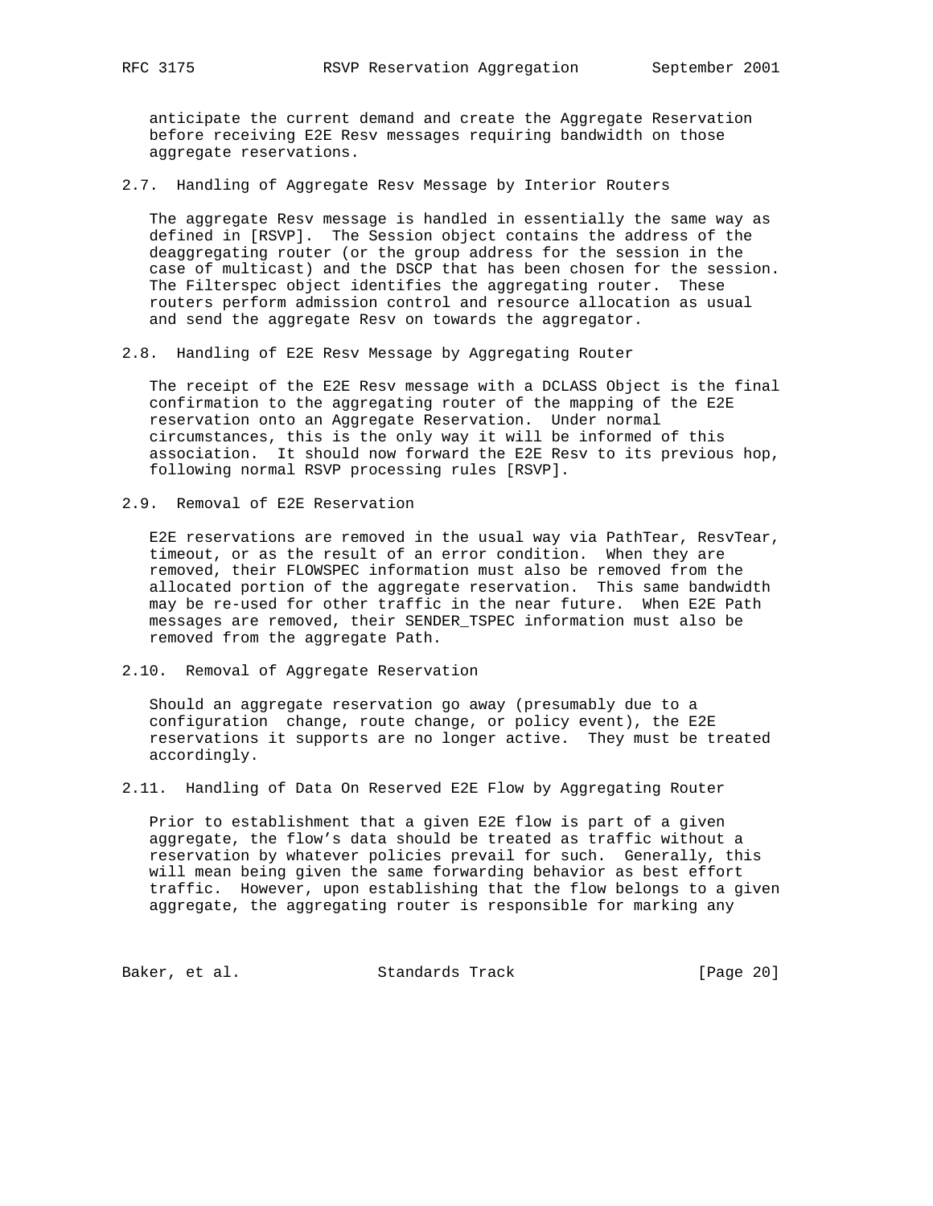anticipate the current demand and create the Aggregate Reservation before receiving E2E Resv messages requiring bandwidth on those aggregate reservations.

## 2.7. Handling of Aggregate Resv Message by Interior Routers

The aggregate Resv message is handled in essentially the same way as defined in [RSVP]. The Session object contains the address of the deaggregating router (or the group address for the session in the case of multicast) and the DSCP that has been chosen for the session. The Filterspec object identifies the aggregating router. These routers perform admission control and resource allocation as usual and send the aggregate Resv on towards the aggregator.

## 2.8. Handling of E2E Resv Message by Aggregating Router

The receipt of the E2E Resv message with a DCLASS Object is the final confirmation to the aggregating router of the mapping of the E2E reservation onto an Aggregate Reservation. Under normal circumstances, this is the only way it will be informed of this association. It should now forward the E2E Resv to its previous hop, following normal RSVP processing rules [RSVP].

## 2.9. Removal of E2E Reservation

E2E reservations are removed in the usual way via PathTear, ResvTear, timeout, or as the result of an error condition. When they are removed, their FLOWSPEC information must also be removed from the allocated portion of the aggregate reservation. This same bandwidth may be re-used for other traffic in the near future. When E2E Path messages are removed, their SENDER_TSPEC information must also be removed from the aggregate Path.

## 2.10. Removal of Aggregate Reservation

Should an aggregate reservation go away (presumably due to a configuration change, route change, or policy event), the E2E reservations it supports are no longer active. They must be treated accordingly.

## 2.11. Handling of Data On Reserved E2E Flow by Aggregating Router

Prior to establishment that a given E2E flow is part of a given aggregate, the flow's data should be treated as traffic without a reservation by whatever policies prevail for such. Generally, this will mean being given the same forwarding behavior as best effort traffic. However, upon establishing that the flow belongs to a given aggregate, the aggregating router is responsible for marking any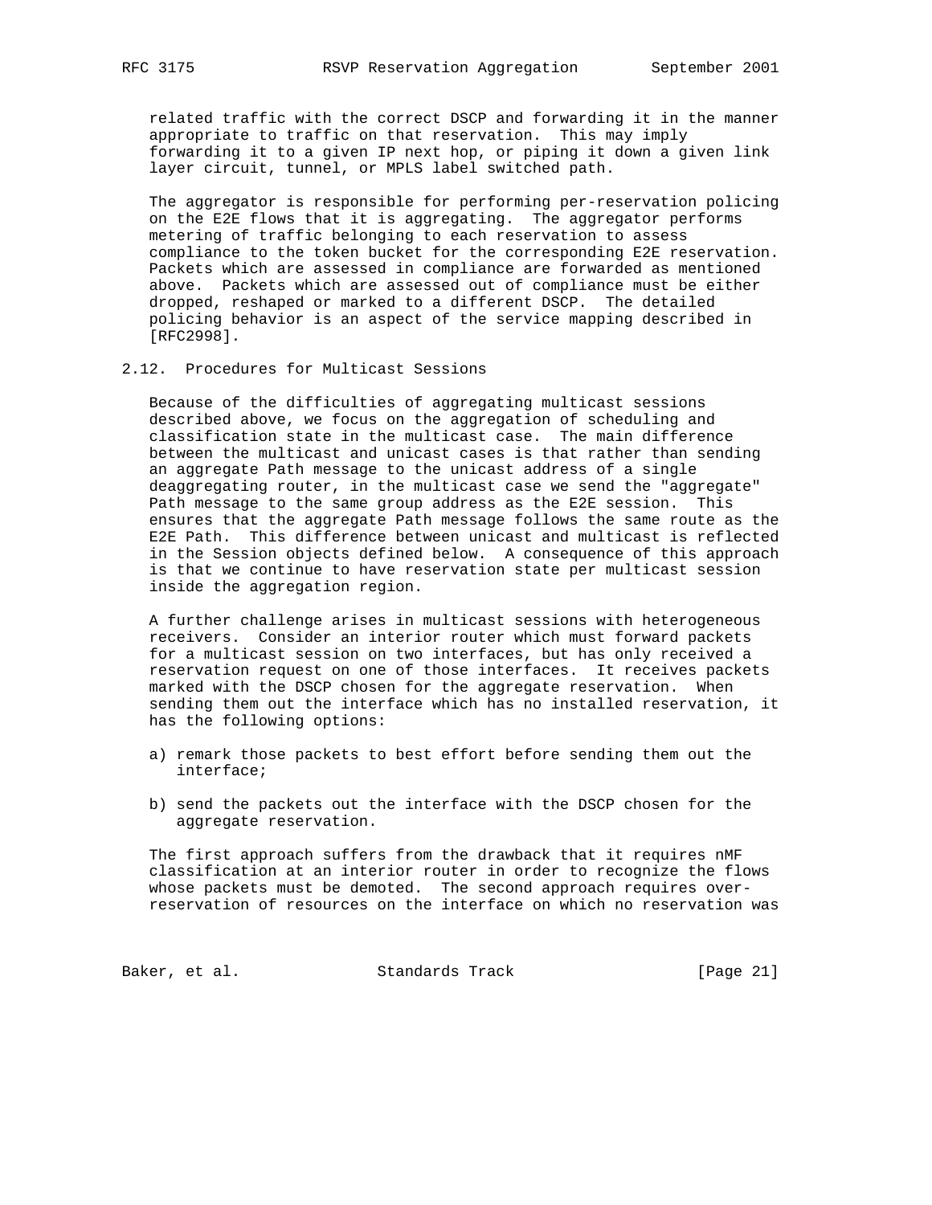related traffic with the correct DSCP and forwarding it in the manner appropriate to traffic on that reservation. This may imply forwarding it to a given IP next hop, or piping it down a given link layer circuit, tunnel, or MPLS label switched path.

The aggregator is responsible for performing per-reservation policing on the E2E flows that it is aggregating. The aggregator performs metering of traffic belonging to each reservation to assess compliance to the token bucket for the corresponding E2E reservation. Packets which are assessed in compliance are forwarded as mentioned above. Packets which are assessed out of compliance must be either dropped, reshaped or marked to a different DSCP. The detailed policing behavior is an aspect of the service mapping described in [RFC2998].

## 2.12. Procedures for Multicast Sessions

Because of the difficulties of aggregating multicast sessions described above, we focus on the aggregation of scheduling and classification state in the multicast case. The main difference between the multicast and unicast cases is that rather than sending an aggregate Path message to the unicast address of a single deaggregating router, in the multicast case we send the "aggregate" Path message to the same group address as the E2E session. This ensures that the aggregate Path message follows the same route as the E2E Path. This difference between unicast and multicast is reflected in the Session objects defined below. A consequence of this approach is that we continue to have reservation state per multicast session inside the aggregation region.

A further challenge arises in multicast sessions with heterogeneous receivers. Consider an interior router which must forward packets for a multicast session on two interfaces, but has only received a reservation request on one of those interfaces. It receives packets marked with the DSCP chosen for the aggregate reservation. When sending them out the interface which has no installed reservation, it has the following options:

a) remark those packets to best effort before sending them out the interface;

b) send the packets out the interface with the DSCP chosen for the aggregate reservation.

The first approach suffers from the drawback that it requires nMF classification at an interior router in order to recognize the flows whose packets must be demoted. The second approach requires over-reservation of resources on the interface on which no reservation was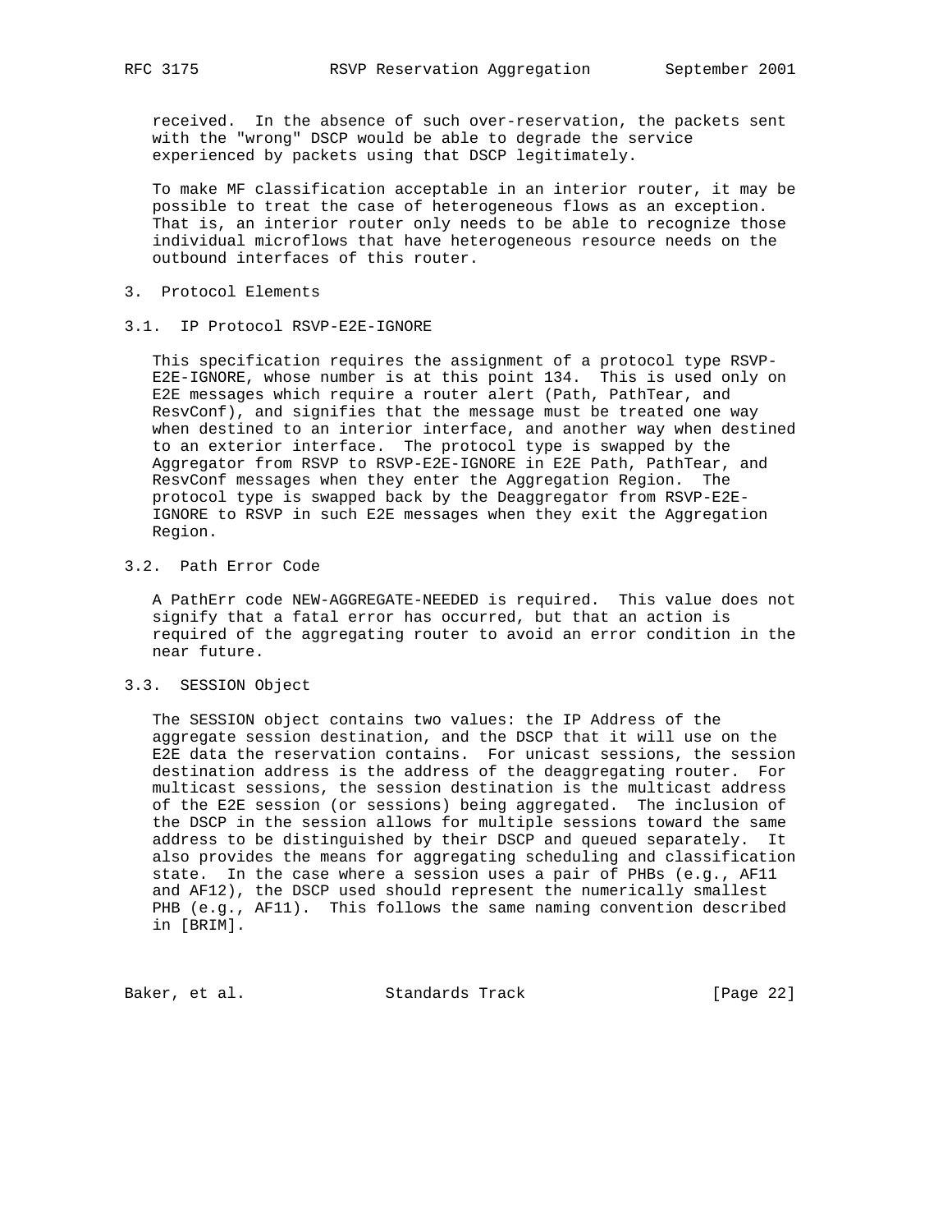received. In the absence of such over-reservation, the packets sent with the "wrong" DSCP would be able to degrade the service experienced by packets using that DSCP legitimately.

To make MF classification acceptable in an interior router, it may be possible to treat the case of heterogeneous flows as an exception. That is, an interior router only needs to be able to recognize those individual microflows that have heterogeneous resource needs on the outbound interfaces of this router.

## 3. Protocol Elements

### 3.1. IP Protocol RSVP-E2E-IGNORE

This specification requires the assignment of a protocol type RSVP-E2E-IGNORE, whose number is at this point 134. This is used only on E2E messages which require a router alert (Path, PathTear, and ResvConf), and signifies that the message must be treated one way when destined to an interior interface, and another way when destined to an exterior interface. The protocol type is swapped by the Aggregator from RSVP to RSVP-E2E-IGNORE in E2E Path, PathTear, and ResvConf messages when they enter the Aggregation Region. The protocol type is swapped back by the Deaggregator from RSVP-E2E-IGNORE to RSVP in such E2E messages when they exit the Aggregation Region.

### 3.2. Path Error Code

A PathErr code NEW-AGGREGATE-NEEDED is required. This value does not signify that a fatal error has occurred, but that an action is required of the aggregating router to avoid an error condition in the near future.

### 3.3. SESSION Object

The SESSION object contains two values: the IP Address of the aggregate session destination, and the DSCP that it will use on the E2E data the reservation contains. For unicast sessions, the session destination address is the address of the deaggregating router. For multicast sessions, the session destination is the multicast address of the E2E session (or sessions) being aggregated. The inclusion of the DSCP in the session allows for multiple sessions toward the same address to be distinguished by their DSCP and queued separately. It also provides the means for aggregating scheduling and classification state. In the case where a session uses a pair of PHBs (e.g., AF11 and AF12), the DSCP used should represent the numerically smallest PHB (e.g., AF11). This follows the same naming convention described in [BRIM].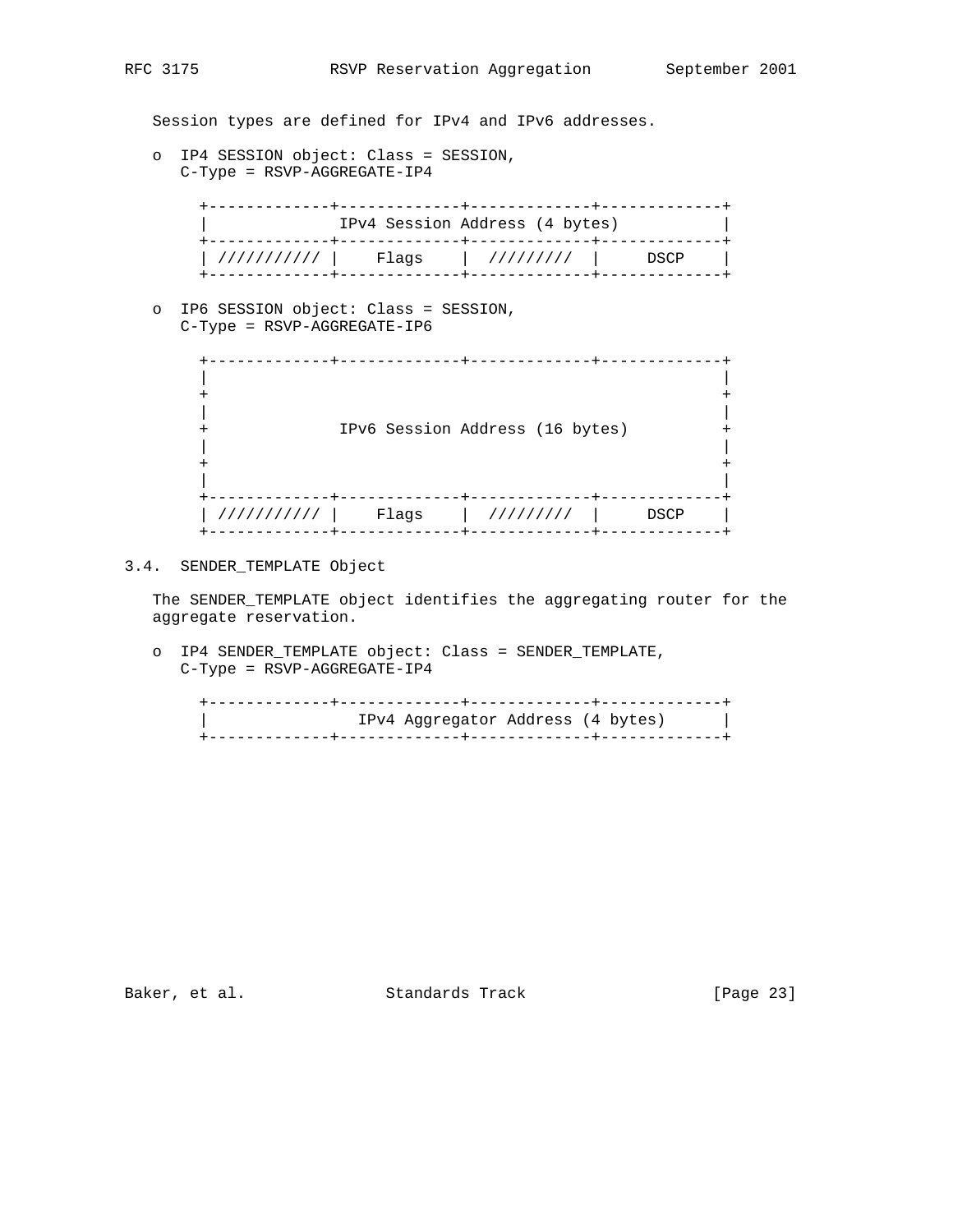Session types are defined for IPv4 and IPv6 addresses.

o  IP4 SESSION object: Class = SESSION,
   C-Type = RSVP-AGGREGATE-IP4

```
+-------------+-------------+-------------+-------------+
|              IPv4 Session Address (4 bytes)           |
+-------------+-------------+-------------+-------------+
| /////////// |    Flags    |  /////////  |     DSCP    |
+-------------+-------------+-------------+-------------+
```

o  IP6 SESSION object: Class = SESSION,
   C-Type = RSVP-AGGREGATE-IP6

```
+-------------+-------------+-------------+-------------+
|                                                       |
+                                                       +
|                                                       |
+              IPv6 Session Address (16 bytes)          +
|                                                       |
+                                                       +
|                                                       |
+-------------+-------------+-------------+-------------+
| /////////// |    Flags    |  /////////  |     DSCP    |
+-------------+-------------+-------------+-------------+
```

## 3.4.  SENDER_TEMPLATE Object

The SENDER_TEMPLATE object identifies the aggregating router for the aggregate reservation.

o  IP4 SENDER_TEMPLATE object: Class = SENDER_TEMPLATE,
   C-Type = RSVP-AGGREGATE-IP4

```
+-------------+-------------+-------------+-------------+
|                IPv4 Aggregator Address (4 bytes)      |
+-------------+-------------+-------------+-------------+
```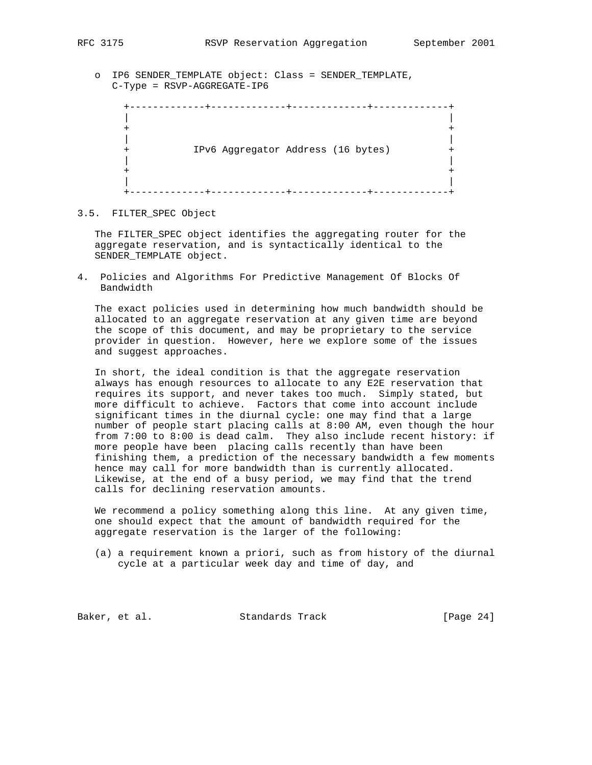o IP6 SENDER_TEMPLATE object: Class = SENDER_TEMPLATE, C-Type = RSVP-AGGREGATE-IP6

```
+-------------+-------------+-------------+-------------+
|                                                       |
+                                                       +
|                                                       |
+           IPv6 Aggregator Address (16 bytes)          +
|                                                       |
+                                                       +
|                                                       |
+-------------+-------------+-------------+-------------+
```

### 3.5. FILTER_SPEC Object

The FILTER_SPEC object identifies the aggregating router for the aggregate reservation, and is syntactically identical to the SENDER_TEMPLATE object.

## 4. Policies and Algorithms For Predictive Management Of Blocks Of Bandwidth

The exact policies used in determining how much bandwidth should be allocated to an aggregate reservation at any given time are beyond the scope of this document, and may be proprietary to the service provider in question. However, here we explore some of the issues and suggest approaches.

In short, the ideal condition is that the aggregate reservation always has enough resources to allocate to any E2E reservation that requires its support, and never takes too much. Simply stated, but more difficult to achieve. Factors that come into account include significant times in the diurnal cycle: one may find that a large number of people start placing calls at 8:00 AM, even though the hour from 7:00 to 8:00 is dead calm. They also include recent history: if more people have been placing calls recently than have been finishing them, a prediction of the necessary bandwidth a few moments hence may call for more bandwidth than is currently allocated. Likewise, at the end of a busy period, we may find that the trend calls for declining reservation amounts.

We recommend a policy something along this line. At any given time, one should expect that the amount of bandwidth required for the aggregate reservation is the larger of the following:

(a) a requirement known a priori, such as from history of the diurnal cycle at a particular week day and time of day, and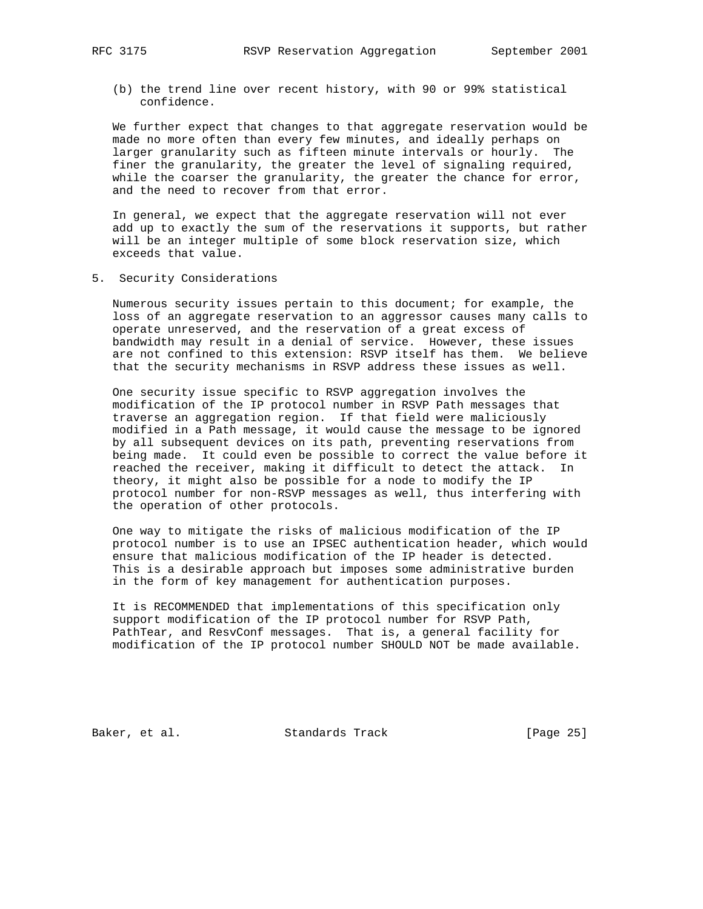(b) the trend line over recent history, with 90 or 99% statistical confidence.

We further expect that changes to that aggregate reservation would be made no more often than every few minutes, and ideally perhaps on larger granularity such as fifteen minute intervals or hourly. The finer the granularity, the greater the level of signaling required, while the coarser the granularity, the greater the chance for error, and the need to recover from that error.

In general, we expect that the aggregate reservation will not ever add up to exactly the sum of the reservations it supports, but rather will be an integer multiple of some block reservation size, which exceeds that value.

## 5. Security Considerations

Numerous security issues pertain to this document; for example, the loss of an aggregate reservation to an aggressor causes many calls to operate unreserved, and the reservation of a great excess of bandwidth may result in a denial of service. However, these issues are not confined to this extension: RSVP itself has them. We believe that the security mechanisms in RSVP address these issues as well.

One security issue specific to RSVP aggregation involves the modification of the IP protocol number in RSVP Path messages that traverse an aggregation region. If that field were maliciously modified in a Path message, it would cause the message to be ignored by all subsequent devices on its path, preventing reservations from being made. It could even be possible to correct the value before it reached the receiver, making it difficult to detect the attack. In theory, it might also be possible for a node to modify the IP protocol number for non-RSVP messages as well, thus interfering with the operation of other protocols.

One way to mitigate the risks of malicious modification of the IP protocol number is to use an IPSEC authentication header, which would ensure that malicious modification of the IP header is detected. This is a desirable approach but imposes some administrative burden in the form of key management for authentication purposes.

It is RECOMMENDED that implementations of this specification only support modification of the IP protocol number for RSVP Path, PathTear, and ResvConf messages. That is, a general facility for modification of the IP protocol number SHOULD NOT be made available.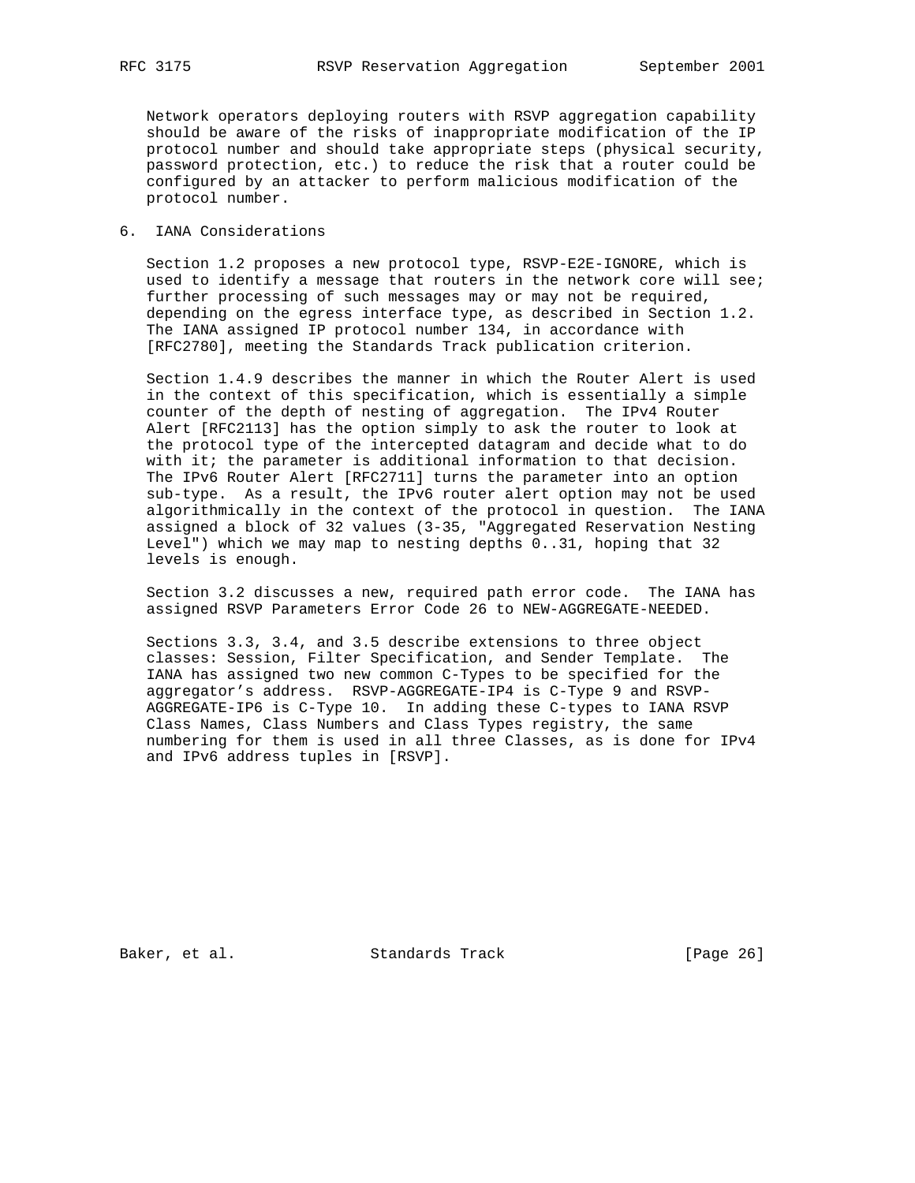Network operators deploying routers with RSVP aggregation capability should be aware of the risks of inappropriate modification of the IP protocol number and should take appropriate steps (physical security, password protection, etc.) to reduce the risk that a router could be configured by an attacker to perform malicious modification of the protocol number.

## 6. IANA Considerations

Section 1.2 proposes a new protocol type, RSVP-E2E-IGNORE, which is used to identify a message that routers in the network core will see; further processing of such messages may or may not be required, depending on the egress interface type, as described in Section 1.2. The IANA assigned IP protocol number 134, in accordance with [RFC2780], meeting the Standards Track publication criterion.

Section 1.4.9 describes the manner in which the Router Alert is used in the context of this specification, which is essentially a simple counter of the depth of nesting of aggregation. The IPv4 Router Alert [RFC2113] has the option simply to ask the router to look at the protocol type of the intercepted datagram and decide what to do with it; the parameter is additional information to that decision. The IPv6 Router Alert [RFC2711] turns the parameter into an option sub-type. As a result, the IPv6 router alert option may not be used algorithmically in the context of the protocol in question. The IANA assigned a block of 32 values (3-35, "Aggregated Reservation Nesting Level") which we may map to nesting depths 0..31, hoping that 32 levels is enough.

Section 3.2 discusses a new, required path error code. The IANA has assigned RSVP Parameters Error Code 26 to NEW-AGGREGATE-NEEDED.

Sections 3.3, 3.4, and 3.5 describe extensions to three object classes: Session, Filter Specification, and Sender Template. The IANA has assigned two new common C-Types to be specified for the aggregator's address. RSVP-AGGREGATE-IP4 is C-Type 9 and RSVP-AGGREGATE-IP6 is C-Type 10. In adding these C-types to IANA RSVP Class Names, Class Numbers and Class Types registry, the same numbering for them is used in all three Classes, as is done for IPv4 and IPv6 address tuples in [RSVP].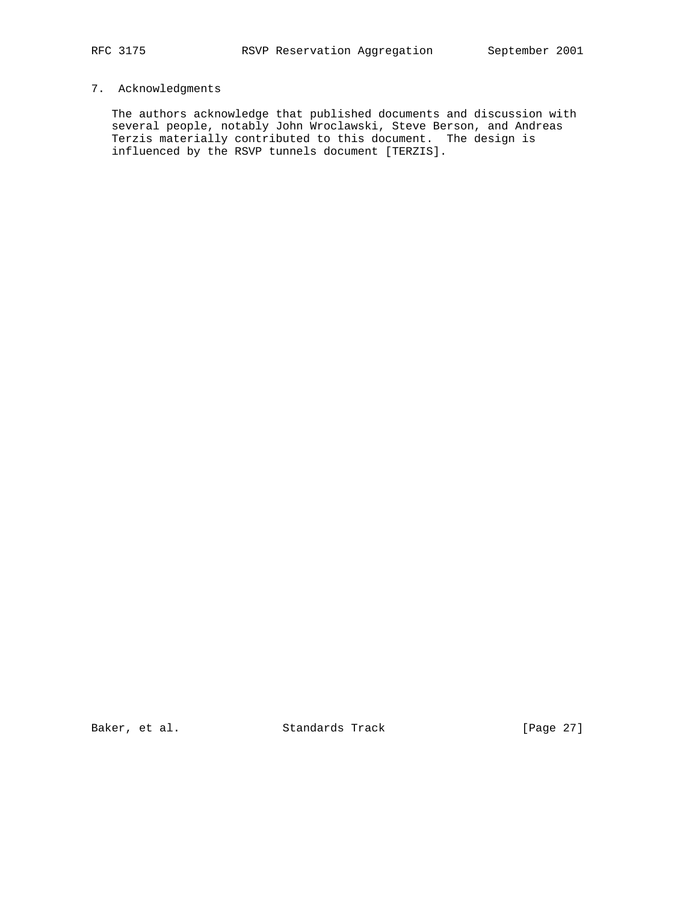## 7. Acknowledgments

The authors acknowledge that published documents and discussion with several people, notably John Wroclawski, Steve Berson, and Andreas Terzis materially contributed to this document. The design is influenced by the RSVP tunnels document [TERZIS].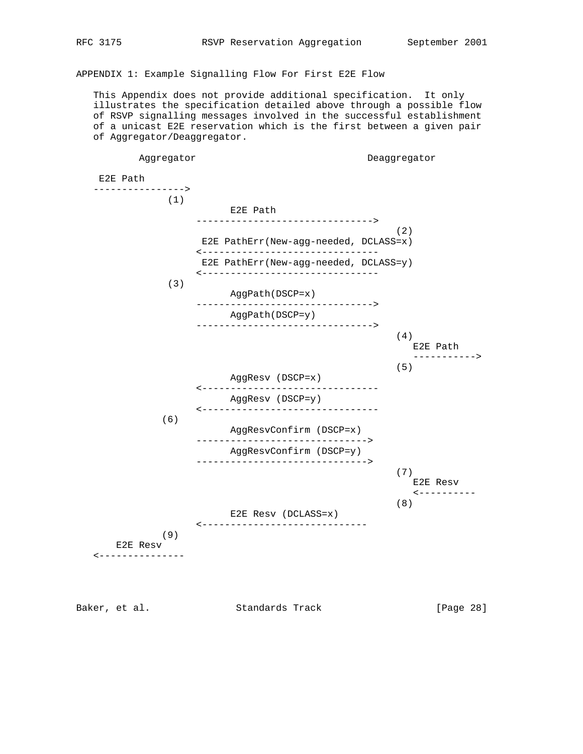APPENDIX 1: Example Signalling Flow For First E2E Flow

This Appendix does not provide additional specification. It only illustrates the specification detailed above through a possible flow of RSVP signalling messages involved in the successful establishment of a unicast E2E reservation which is the first between a given pair of Aggregator/Deaggregator.

```
        Aggregator                             Deaggregator

  E2E Path
 ---------------->
            (1)
                     E2E Path
                 -------------------------------->
                                                   (2)
                  E2E PathErr(New-agg-needed, DCLASS=x)
                 <--------------------------------
                  E2E PathErr(New-agg-needed, DCLASS=y)
                 <--------------------------------
            (3)
                     AggPath(DSCP=x)
                 -------------------------------->
                     AggPath(DSCP=y)
                 -------------------------------->
                                                   (4)
                                                      E2E Path
                                                      ----------->
                                                   (5)
                     AggResv (DSCP=x)
                 <--------------------------------
                     AggResv (DSCP=y)
                 <--------------------------------
           (6)
                     AggResvConfirm (DSCP=x)
                 ------------------------------->
                     AggResvConfirm (DSCP=y)
                 ------------------------------->
                                                   (7)
                                                      E2E Resv
                                                      <----------
                                                   (8)
                     E2E Resv (DCLASS=x)
                 <------------------------------
           (9)
     E2E Resv
 <---------------
```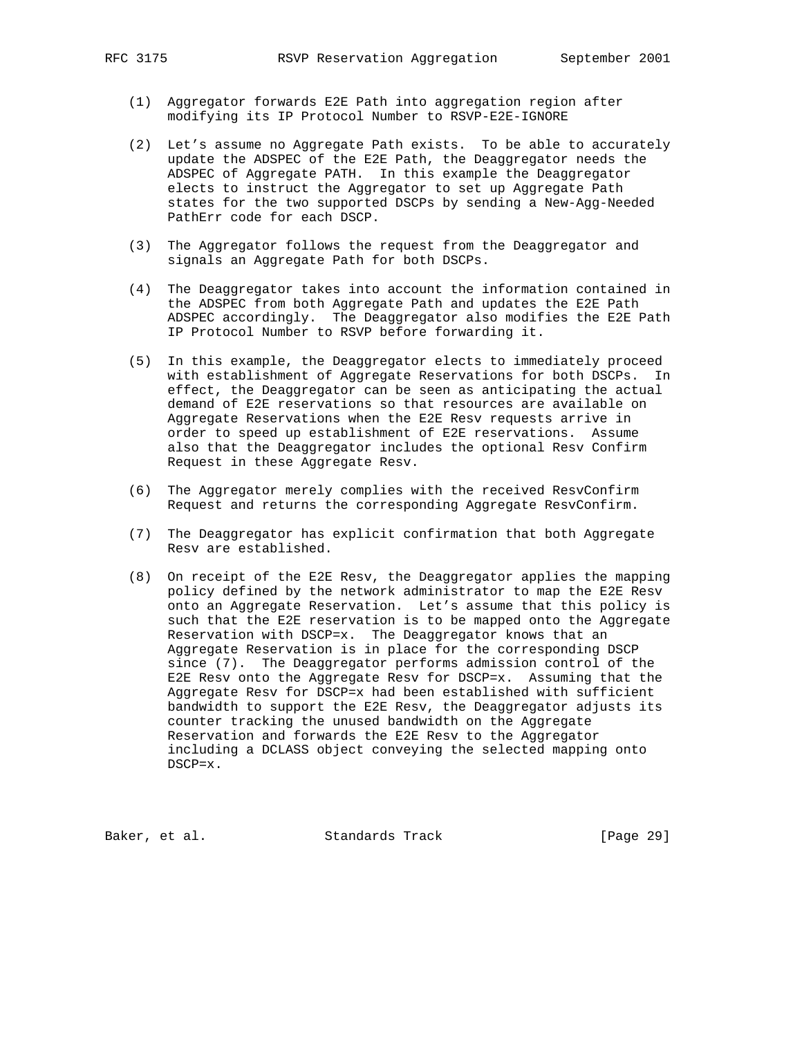(1) Aggregator forwards E2E Path into aggregation region after modifying its IP Protocol Number to RSVP-E2E-IGNORE

(2) Let's assume no Aggregate Path exists. To be able to accurately update the ADSPEC of the E2E Path, the Deaggregator needs the ADSPEC of Aggregate PATH. In this example the Deaggregator elects to instruct the Aggregator to set up Aggregate Path states for the two supported DSCPs by sending a New-Agg-Needed PathErr code for each DSCP.

(3) The Aggregator follows the request from the Deaggregator and signals an Aggregate Path for both DSCPs.

(4) The Deaggregator takes into account the information contained in the ADSPEC from both Aggregate Path and updates the E2E Path ADSPEC accordingly. The Deaggregator also modifies the E2E Path IP Protocol Number to RSVP before forwarding it.

(5) In this example, the Deaggregator elects to immediately proceed with establishment of Aggregate Reservations for both DSCPs. In effect, the Deaggregator can be seen as anticipating the actual demand of E2E reservations so that resources are available on Aggregate Reservations when the E2E Resv requests arrive in order to speed up establishment of E2E reservations. Assume also that the Deaggregator includes the optional Resv Confirm Request in these Aggregate Resv.

(6) The Aggregator merely complies with the received ResvConfirm Request and returns the corresponding Aggregate ResvConfirm.

(7) The Deaggregator has explicit confirmation that both Aggregate Resv are established.

(8) On receipt of the E2E Resv, the Deaggregator applies the mapping policy defined by the network administrator to map the E2E Resv onto an Aggregate Reservation. Let's assume that this policy is such that the E2E reservation is to be mapped onto the Aggregate Reservation with DSCP=x. The Deaggregator knows that an Aggregate Reservation is in place for the corresponding DSCP since (7). The Deaggregator performs admission control of the E2E Resv onto the Aggregate Resv for DSCP=x. Assuming that the Aggregate Resv for DSCP=x had been established with sufficient bandwidth to support the E2E Resv, the Deaggregator adjusts its counter tracking the unused bandwidth on the Aggregate Reservation and forwards the E2E Resv to the Aggregator including a DCLASS object conveying the selected mapping onto DSCP=x.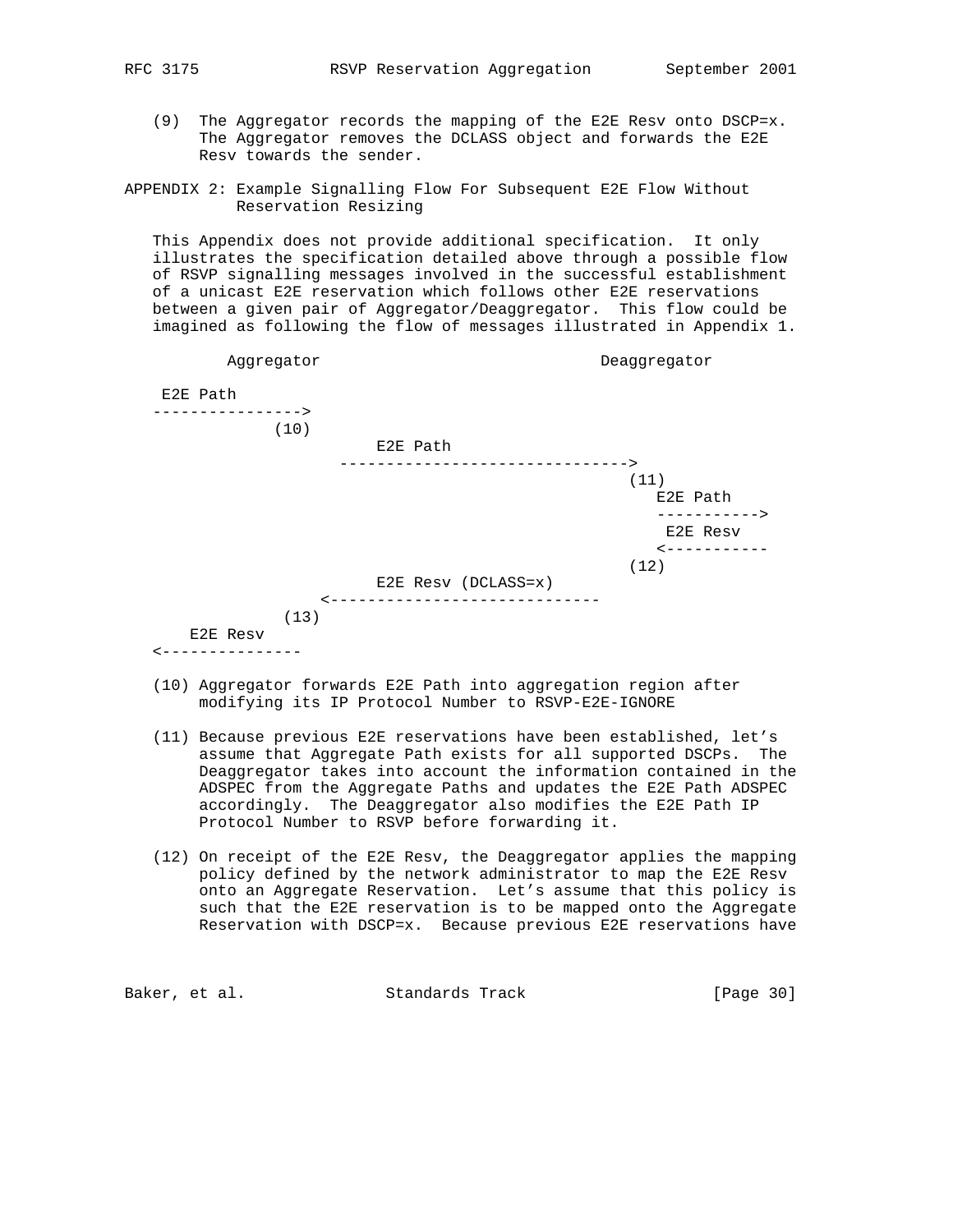(9) The Aggregator records the mapping of the E2E Resv onto DSCP=x. The Aggregator removes the DCLASS object and forwards the E2E Resv towards the sender.

## APPENDIX 2: Example Signalling Flow For Subsequent E2E Flow Without Reservation Resizing

This Appendix does not provide additional specification. It only illustrates the specification detailed above through a possible flow of RSVP signalling messages involved in the successful establishment of a unicast E2E reservation which follows other E2E reservations between a given pair of Aggregator/Deaggregator. This flow could be imagined as following the flow of messages illustrated in Appendix 1.

```
        Aggregator                                Deaggregator

 E2E Path
---------------->
            (10)
                      E2E Path
                  ------------------------------->
                                              (11)
                                                 E2E Path
                                                 ----------->
                                                  E2E Resv
                                                 <-----------
                                              (12)
                      E2E Resv (DCLASS=x)
                <-----------------------------
             (13)
   E2E Resv
<---------------
```

(10) Aggregator forwards E2E Path into aggregation region after modifying its IP Protocol Number to RSVP-E2E-IGNORE

(11) Because previous E2E reservations have been established, let's assume that Aggregate Path exists for all supported DSCPs. The Deaggregator takes into account the information contained in the ADSPEC from the Aggregate Paths and updates the E2E Path ADSPEC accordingly. The Deaggregator also modifies the E2E Path IP Protocol Number to RSVP before forwarding it.

(12) On receipt of the E2E Resv, the Deaggregator applies the mapping policy defined by the network administrator to map the E2E Resv onto an Aggregate Reservation. Let's assume that this policy is such that the E2E reservation is to be mapped onto the Aggregate Reservation with DSCP=x. Because previous E2E reservations have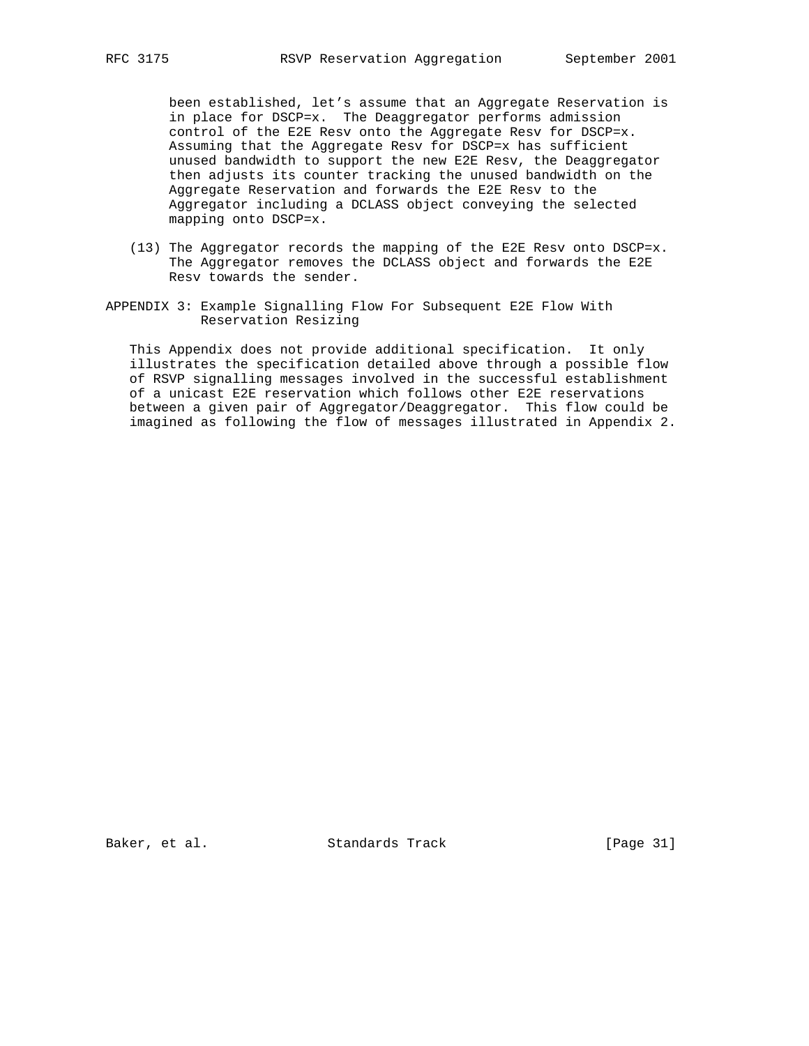been established, let's assume that an Aggregate Reservation is in place for DSCP=x. The Deaggregator performs admission control of the E2E Resv onto the Aggregate Resv for DSCP=x. Assuming that the Aggregate Resv for DSCP=x has sufficient unused bandwidth to support the new E2E Resv, the Deaggregator then adjusts its counter tracking the unused bandwidth on the Aggregate Reservation and forwards the E2E Resv to the Aggregator including a DCLASS object conveying the selected mapping onto DSCP=x.

(13) The Aggregator records the mapping of the E2E Resv onto DSCP=x. The Aggregator removes the DCLASS object and forwards the E2E Resv towards the sender.

## APPENDIX 3: Example Signalling Flow For Subsequent E2E Flow With Reservation Resizing

This Appendix does not provide additional specification. It only illustrates the specification detailed above through a possible flow of RSVP signalling messages involved in the successful establishment of a unicast E2E reservation which follows other E2E reservations between a given pair of Aggregator/Deaggregator. This flow could be imagined as following the flow of messages illustrated in Appendix 2.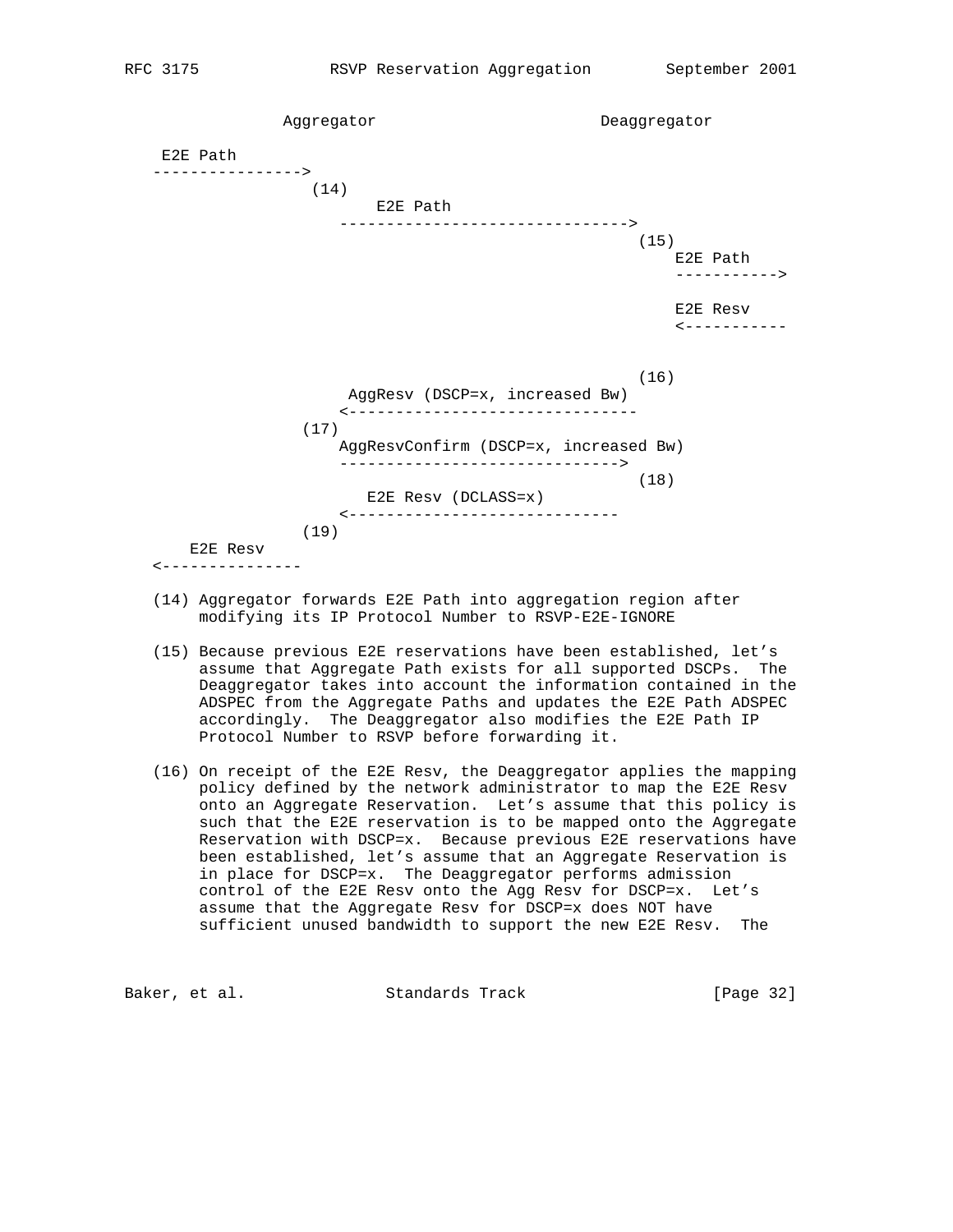```
              Aggregator                       Deaggregator

    E2E Path
   ---------------->
                   (14)
                         E2E Path
                      ------------------------------->
                                                     (15)
                                                         E2E Path
                                                         ----------->

                                                         E2E Resv
                                                         <-----------


                                                     (16)
                       AggResv (DSCP=x, increased Bw)
                      <-------------------------------
                  (17)
                      AggResvConfirm (DSCP=x, increased Bw)
                      ------------------------------>
                                                     (18)
                         E2E Resv (DCLASS=x)
                      <-----------------------------
                  (19)
       E2E Resv
   <---------------
```

(14) Aggregator forwards E2E Path into aggregation region after modifying its IP Protocol Number to RSVP-E2E-IGNORE

(15) Because previous E2E reservations have been established, let's assume that Aggregate Path exists for all supported DSCPs. The Deaggregator takes into account the information contained in the ADSPEC from the Aggregate Paths and updates the E2E Path ADSPEC accordingly. The Deaggregator also modifies the E2E Path IP Protocol Number to RSVP before forwarding it.

(16) On receipt of the E2E Resv, the Deaggregator applies the mapping policy defined by the network administrator to map the E2E Resv onto an Aggregate Reservation. Let's assume that this policy is such that the E2E reservation is to be mapped onto the Aggregate Reservation with DSCP=x. Because previous E2E reservations have been established, let's assume that an Aggregate Reservation is in place for DSCP=x. The Deaggregator performs admission control of the E2E Resv onto the Agg Resv for DSCP=x. Let's assume that the Aggregate Resv for DSCP=x does NOT have sufficient unused bandwidth to support the new E2E Resv. The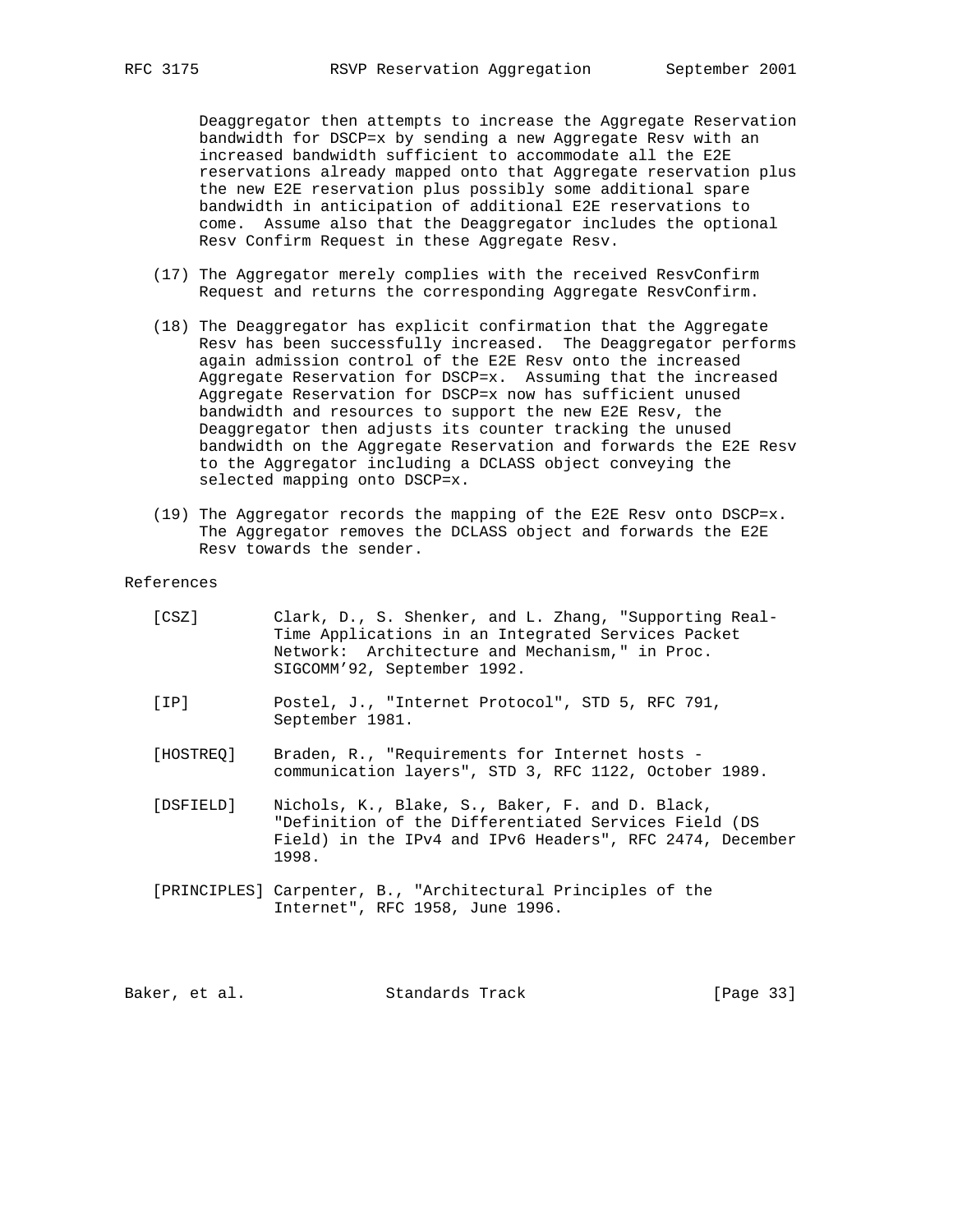Deaggregator then attempts to increase the Aggregate Reservation bandwidth for DSCP=x by sending a new Aggregate Resv with an increased bandwidth sufficient to accommodate all the E2E reservations already mapped onto that Aggregate reservation plus the new E2E reservation plus possibly some additional spare bandwidth in anticipation of additional E2E reservations to come. Assume also that the Deaggregator includes the optional Resv Confirm Request in these Aggregate Resv.

(17) The Aggregator merely complies with the received ResvConfirm Request and returns the corresponding Aggregate ResvConfirm.

(18) The Deaggregator has explicit confirmation that the Aggregate Resv has been successfully increased. The Deaggregator performs again admission control of the E2E Resv onto the increased Aggregate Reservation for DSCP=x. Assuming that the increased Aggregate Reservation for DSCP=x now has sufficient unused bandwidth and resources to support the new E2E Resv, the Deaggregator then adjusts its counter tracking the unused bandwidth on the Aggregate Reservation and forwards the E2E Resv to the Aggregator including a DCLASS object conveying the selected mapping onto DSCP=x.

(19) The Aggregator records the mapping of the E2E Resv onto DSCP=x. The Aggregator removes the DCLASS object and forwards the E2E Resv towards the sender.

## References

[CSZ] Clark, D., S. Shenker, and L. Zhang, "Supporting Real-Time Applications in an Integrated Services Packet Network: Architecture and Mechanism," in Proc. SIGCOMM'92, September 1992.

[IP] Postel, J., "Internet Protocol", STD 5, RFC 791, September 1981.

[HOSTREQ] Braden, R., "Requirements for Internet hosts - communication layers", STD 3, RFC 1122, October 1989.

[DSFIELD] Nichols, K., Blake, S., Baker, F. and D. Black, "Definition of the Differentiated Services Field (DS Field) in the IPv4 and IPv6 Headers", RFC 2474, December 1998.

[PRINCIPLES] Carpenter, B., "Architectural Principles of the Internet", RFC 1958, June 1996.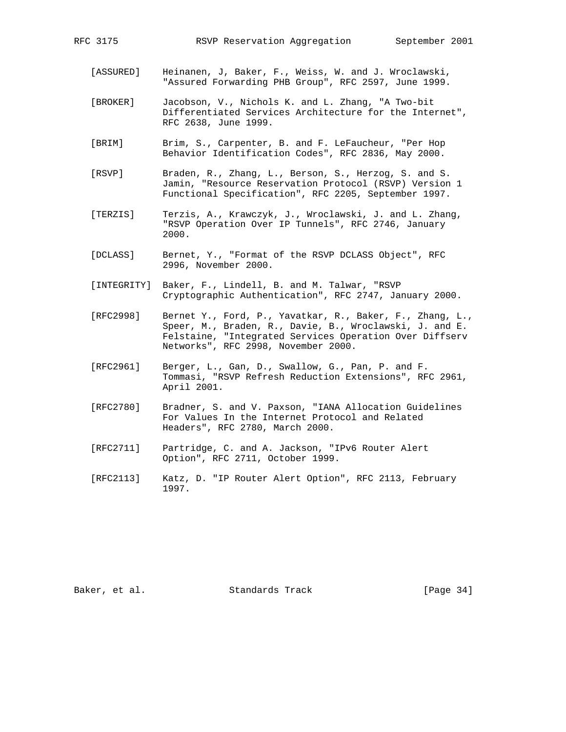[ASSURED] Heinanen, J, Baker, F., Weiss, W. and J. Wroclawski, "Assured Forwarding PHB Group", RFC 2597, June 1999.

[BROKER] Jacobson, V., Nichols K. and L. Zhang, "A Two-bit Differentiated Services Architecture for the Internet", RFC 2638, June 1999.

[BRIM] Brim, S., Carpenter, B. and F. LeFaucheur, "Per Hop Behavior Identification Codes", RFC 2836, May 2000.

[RSVP] Braden, R., Zhang, L., Berson, S., Herzog, S. and S. Jamin, "Resource Reservation Protocol (RSVP) Version 1 Functional Specification", RFC 2205, September 1997.

[TERZIS] Terzis, A., Krawczyk, J., Wroclawski, J. and L. Zhang, "RSVP Operation Over IP Tunnels", RFC 2746, January 2000.

[DCLASS] Bernet, Y., "Format of the RSVP DCLASS Object", RFC 2996, November 2000.

[INTEGRITY] Baker, F., Lindell, B. and M. Talwar, "RSVP Cryptographic Authentication", RFC 2747, January 2000.

[RFC2998] Bernet Y., Ford, P., Yavatkar, R., Baker, F., Zhang, L., Speer, M., Braden, R., Davie, B., Wroclawski, J. and E. Felstaine, "Integrated Services Operation Over Diffserv Networks", RFC 2998, November 2000.

[RFC2961] Berger, L., Gan, D., Swallow, G., Pan, P. and F. Tommasi, "RSVP Refresh Reduction Extensions", RFC 2961, April 2001.

[RFC2780] Bradner, S. and V. Paxson, "IANA Allocation Guidelines For Values In the Internet Protocol and Related Headers", RFC 2780, March 2000.

[RFC2711] Partridge, C. and A. Jackson, "IPv6 Router Alert Option", RFC 2711, October 1999.

[RFC2113] Katz, D. "IP Router Alert Option", RFC 2113, February 1997.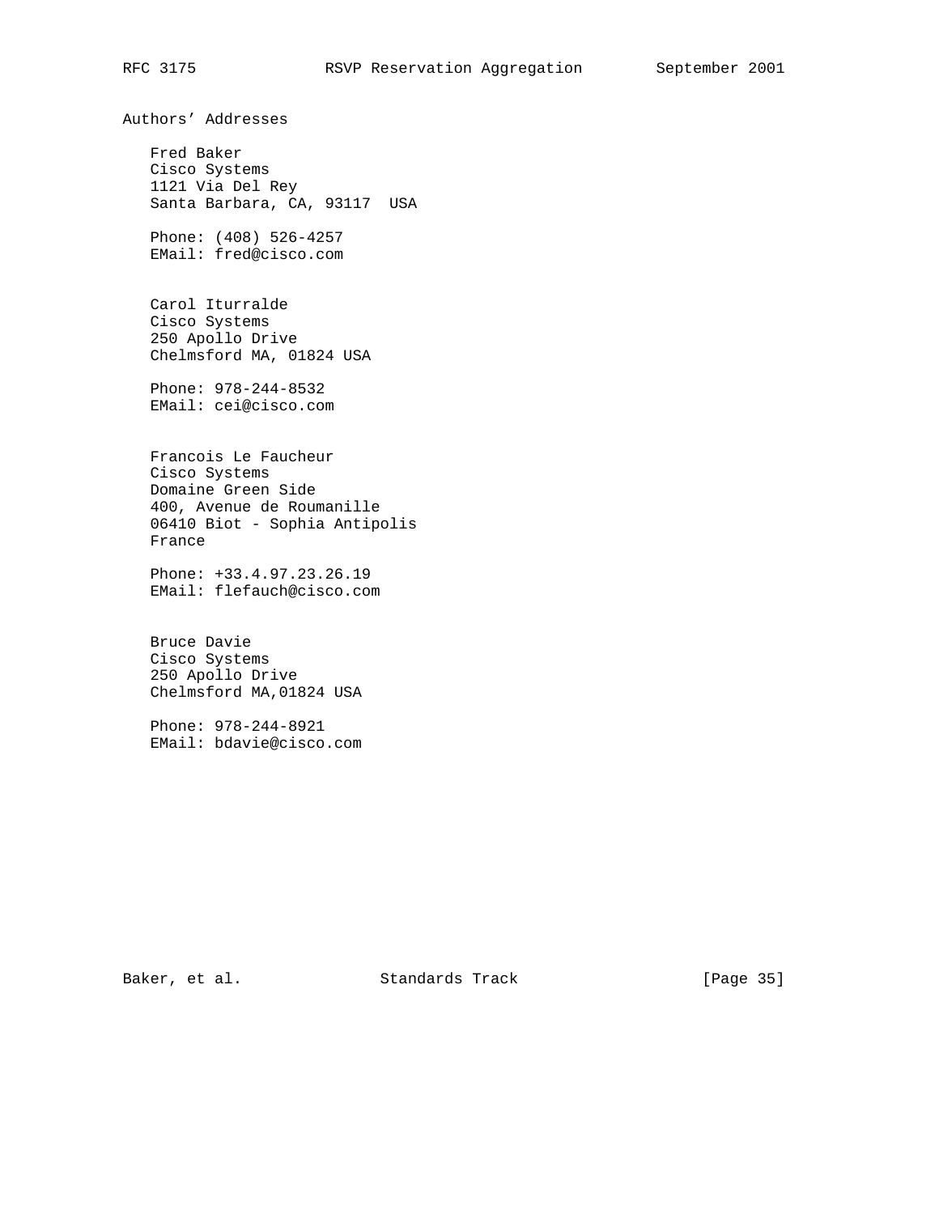## Authors' Addresses

Fred Baker
Cisco Systems
1121 Via Del Rey
Santa Barbara, CA, 93117  USA

Phone: (408) 526-4257
EMail: fred@cisco.com

Carol Iturralde
Cisco Systems
250 Apollo Drive
Chelmsford MA, 01824 USA

Phone: 978-244-8532
EMail: cei@cisco.com

Francois Le Faucheur
Cisco Systems
Domaine Green Side
400, Avenue de Roumanille
06410 Biot - Sophia Antipolis
France

Phone: +33.4.97.23.26.19
EMail: flefauch@cisco.com

Bruce Davie
Cisco Systems
250 Apollo Drive
Chelmsford MA,01824 USA

Phone: 978-244-8921
EMail: bdavie@cisco.com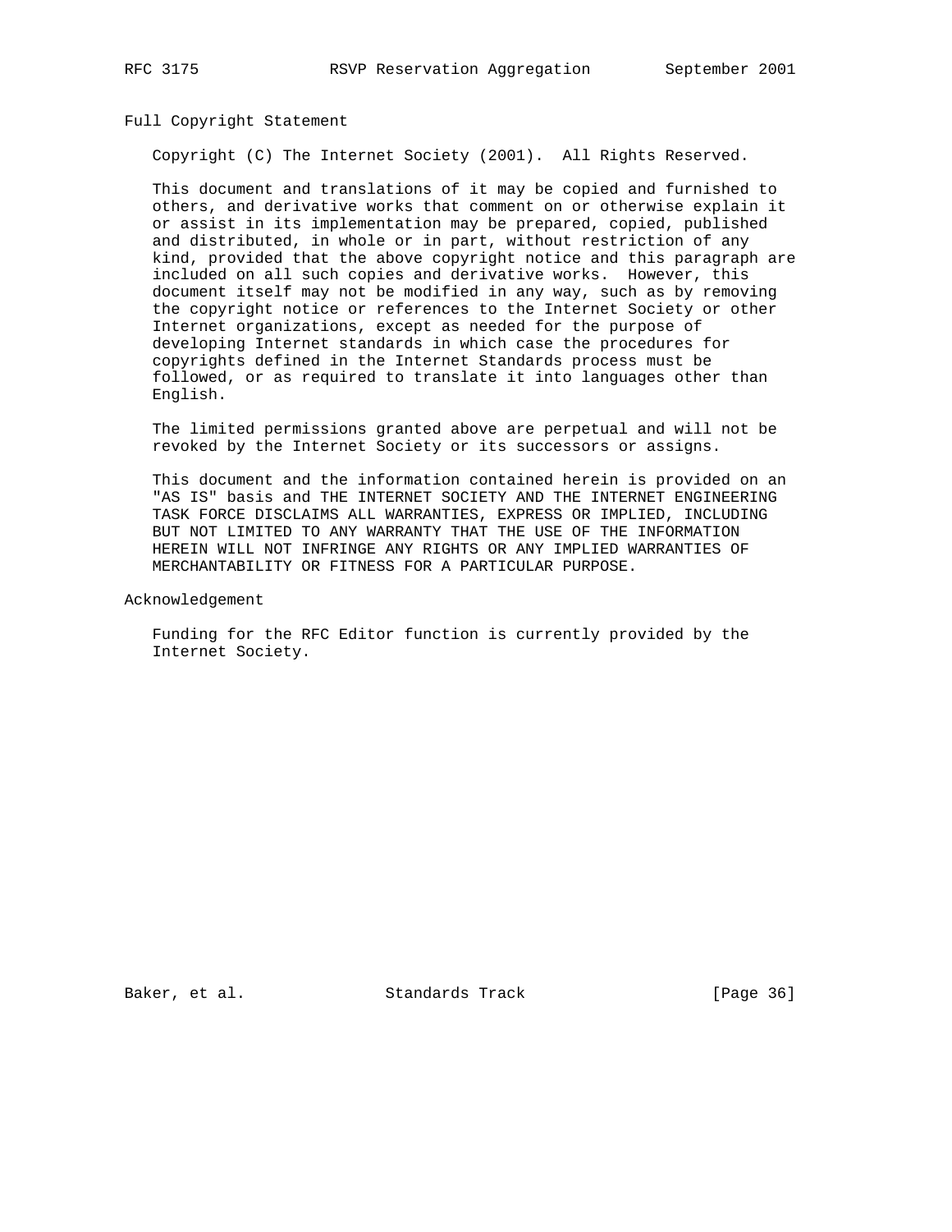## Full Copyright Statement

Copyright (C) The Internet Society (2001). All Rights Reserved.

This document and translations of it may be copied and furnished to others, and derivative works that comment on or otherwise explain it or assist in its implementation may be prepared, copied, published and distributed, in whole or in part, without restriction of any kind, provided that the above copyright notice and this paragraph are included on all such copies and derivative works. However, this document itself may not be modified in any way, such as by removing the copyright notice or references to the Internet Society or other Internet organizations, except as needed for the purpose of developing Internet standards in which case the procedures for copyrights defined in the Internet Standards process must be followed, or as required to translate it into languages other than English.

The limited permissions granted above are perpetual and will not be revoked by the Internet Society or its successors or assigns.

This document and the information contained herein is provided on an "AS IS" basis and THE INTERNET SOCIETY AND THE INTERNET ENGINEERING TASK FORCE DISCLAIMS ALL WARRANTIES, EXPRESS OR IMPLIED, INCLUDING BUT NOT LIMITED TO ANY WARRANTY THAT THE USE OF THE INFORMATION HEREIN WILL NOT INFRINGE ANY RIGHTS OR ANY IMPLIED WARRANTIES OF MERCHANTABILITY OR FITNESS FOR A PARTICULAR PURPOSE.

## Acknowledgement

Funding for the RFC Editor function is currently provided by the Internet Society.